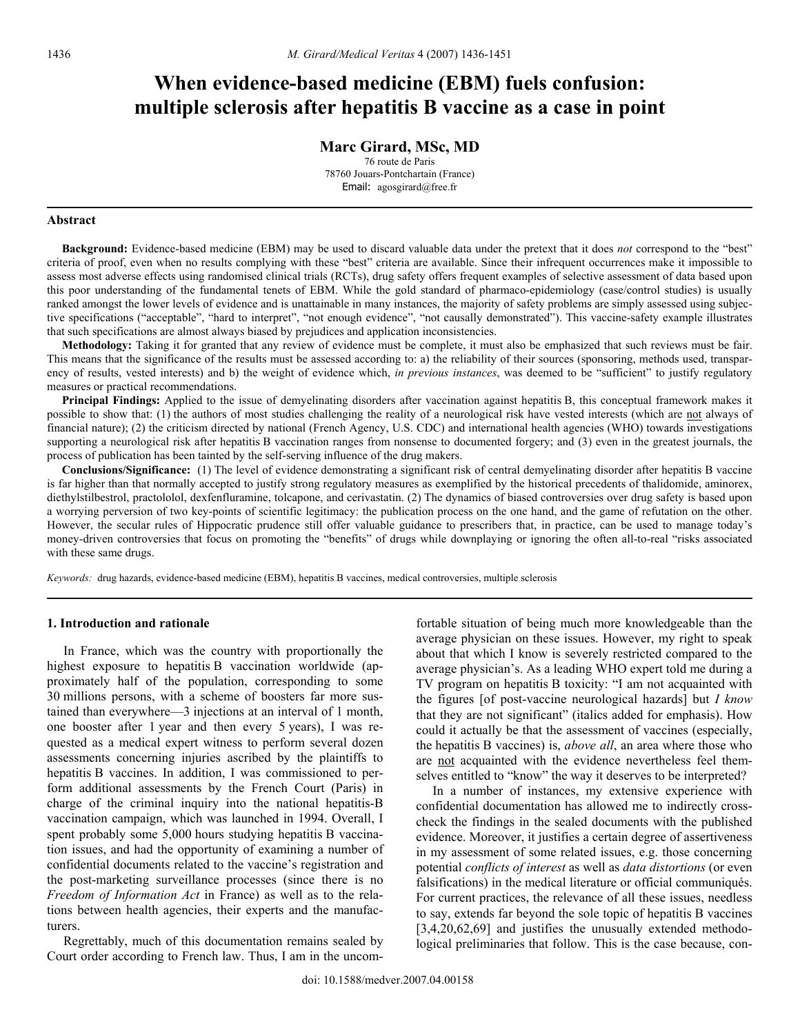# When evidence-based medicine (EBM) fuels confusion: multiple sclerosis after hepatitis B vaccine as a case in point

**Marc Girard, MSc, MD**

76 route de Paris
78760 Jouars-Pontchartrain (France)
Email: agosgirard@free.fr

## Abstract

**Background:** Evidence-based medicine (EBM) may be used to discard valuable data under the pretext that it does *not* correspond to the "best" criteria of proof, even when no results complying with these "best" criteria are available. Since their infrequent occurrences make it impossible to assess most adverse effects using randomised clinical trials (RCTs), drug safety offers frequent examples of selective assessment of data based upon this poor understanding of the fundamental tenets of EBM. While the gold standard of pharmaco-epidemiology (case/control studies) is usually ranked amongst the lower levels of evidence and is unattainable in many instances, the majority of safety problems are simply assessed using subjective specifications ("acceptable", "hard to interpret", "not enough evidence", "not causally demonstrated"). This vaccine-safety example illustrates that such specifications are almost always biased by prejudices and application inconsistencies.

**Methodology:** Taking it for granted that any review of evidence must be complete, it must also be emphasized that such reviews must be fair. This means that the significance of the results must be assessed according to: a) the reliability of their sources (sponsoring, methods used, transparency of results, vested interests) and b) the weight of evidence which, *in previous instances*, was deemed to be "sufficient" to justify regulatory measures or practical recommendations.

**Principal Findings:** Applied to the issue of demyelinating disorders after vaccination against hepatitis B, this conceptual framework makes it possible to show that: (1) the authors of most studies challenging the reality of a neurological risk have vested interests (which are <u>not</u> always of financial nature); (2) the criticism directed by national (French Agency, U.S. CDC) and international health agencies (WHO) towards investigations supporting a neurological risk after hepatitis B vaccination ranges from nonsense to documented forgery; and (3) even in the greatest journals, the process of publication has been tainted by the self-serving influence of the drug makers.

**Conclusions/Significance:** (1) The level of evidence demonstrating a significant risk of central demyelinating disorder after hepatitis B vaccine is far higher than that normally accepted to justify strong regulatory measures as exemplified by the historical precedents of thalidomide, aminorex, diethylstilbestrol, practololol, dexfenfluramine, tolcapone, and cerivastatin. (2) The dynamics of biased controversies over drug safety is based upon a worrying perversion of two key-points of scientific legitimacy: the publication process on the one hand, and the game of refutation on the other. However, the secular rules of Hippocratic prudence still offer valuable guidance to prescribers that, in practice, can be used to manage today's money-driven controversies that focus on promoting the "benefits" of drugs while downplaying or ignoring the often all-to-real "risks associated with these same drugs.

*Keywords:* drug hazards, evidence-based medicine (EBM), hepatitis B vaccines, medical controversies, multiple sclerosis

## 1. Introduction and rationale

In France, which was the country with proportionally the highest exposure to hepatitis B vaccination worldwide (approximately half of the population, corresponding to some 30 millions persons, with a scheme of boosters far more sustained than everywhere—3 injections at an interval of 1 month, one booster after 1 year and then every 5 years), I was requested as a medical expert witness to perform several dozen assessments concerning injuries ascribed by the plaintiffs to hepatitis B vaccines. In addition, I was commissioned to perform additional assessments by the French Court (Paris) in charge of the criminal inquiry into the national hepatitis-B vaccination campaign, which was launched in 1994. Overall, I spent probably some 5,000 hours studying hepatitis B vaccination issues, and had the opportunity of examining a number of confidential documents related to the vaccine's registration and the post-marketing surveillance processes (since there is no *Freedom of Information Act* in France) as well as to the relations between health agencies, their experts and the manufacturers.

Regrettably, much of this documentation remains sealed by Court order according to French law. Thus, I am in the uncomfortable situation of being much more knowledgeable than the average physician on these issues. However, my right to speak about that which I know is severely restricted compared to the average physician's. As a leading WHO expert told me during a TV program on hepatitis B toxicity: "I am not acquainted with the figures [of post-vaccine neurological hazards] but *I know* that they are not significant" (italics added for emphasis). How could it actually be that the assessment of vaccines (especially, the hepatitis B vaccines) is, *above all*, an area where those who are <u>not</u> acquainted with the evidence nevertheless feel themselves entitled to "know" the way it deserves to be interpreted?

In a number of instances, my extensive experience with confidential documentation has allowed me to indirectly cross-check the findings in the sealed documents with the published evidence. Moreover, it justifies a certain degree of assertiveness in my assessment of some related issues, e.g. those concerning potential *conflicts of interest* as well as *data distortions* (or even falsifications) in the medical literature or official communiqués. For current practices, the relevance of all these issues, needless to say, extends far beyond the sole topic of hepatitis B vaccines [3,4,20,62,69] and justifies the unusually extended methodological preliminaries that follow. This is the case because, con-

doi: 10.1588/medver.2007.04.00158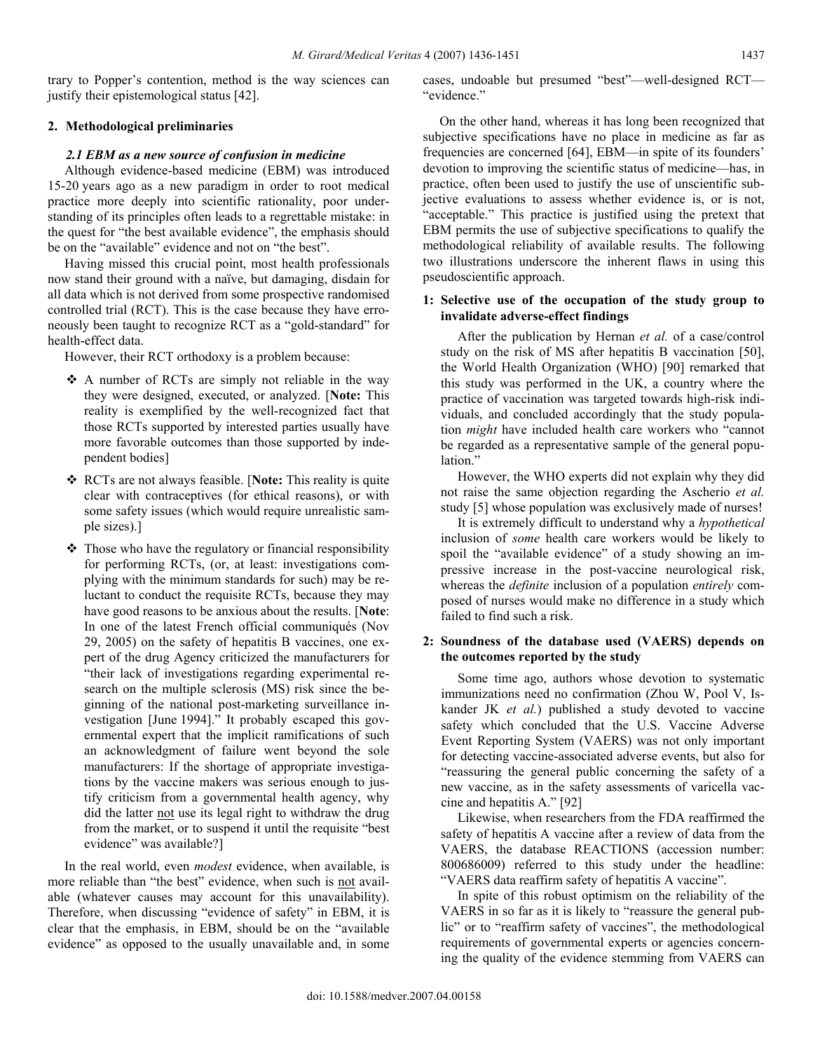trary to Popper's contention, method is the way sciences can justify their epistemological status [42].

## 2. Methodological preliminaries

### *2.1 EBM as a new source of confusion in medicine*

Although evidence-based medicine (EBM) was introduced 15-20 years ago as a new paradigm in order to root medical practice more deeply into scientific rationality, poor understanding of its principles often leads to a regrettable mistake: in the quest for "the best available evidence", the emphasis should be on the "available" evidence and not on "the best".

Having missed this crucial point, most health professionals now stand their ground with a naïve, but damaging, disdain for all data which is not derived from some prospective randomised controlled trial (RCT). This is the case because they have erroneously been taught to recognize RCT as a "gold-standard" for health-effect data.

However, their RCT orthodoxy is a problem because:

- A number of RCTs are simply not reliable in the way they were designed, executed, or analyzed. [**Note:** This reality is exemplified by the well-recognized fact that those RCTs supported by interested parties usually have more favorable outcomes than those supported by independent bodies]
- RCTs are not always feasible. [**Note:** This reality is quite clear with contraceptives (for ethical reasons), or with some safety issues (which would require unrealistic sample sizes).]
- Those who have the regulatory or financial responsibility for performing RCTs, (or, at least: investigations complying with the minimum standards for such) may be reluctant to conduct the requisite RCTs, because they may have good reasons to be anxious about the results. [**Note**: In one of the latest French official communiqués (Nov 29, 2005) on the safety of hepatitis B vaccines, one expert of the drug Agency criticized the manufacturers for "their lack of investigations regarding experimental research on the multiple sclerosis (MS) risk since the beginning of the national post-marketing surveillance investigation [June 1994]." It probably escaped this governmental expert that the implicit ramifications of such an acknowledgment of failure went beyond the sole manufacturers: If the shortage of appropriate investigations by the vaccine makers was serious enough to justify criticism from a governmental health agency, why did the latter not use its legal right to withdraw the drug from the market, or to suspend it until the requisite "best evidence" was available?]

In the real world, even *modest* evidence, when available, is more reliable than "the best" evidence, when such is not available (whatever causes may account for this unavailability). Therefore, when discussing "evidence of safety" in EBM, it is clear that the emphasis, in EBM, should be on the "available evidence" as opposed to the usually unavailable and, in some cases, undoable but presumed "best"—well-designed RCT—"evidence."

On the other hand, whereas it has long been recognized that subjective specifications have no place in medicine as far as frequencies are concerned [64], EBM—in spite of its founders' devotion to improving the scientific status of medicine—has, in practice, often been used to justify the use of unscientific subjective evaluations to assess whether evidence is, or is not, "acceptable." This practice is justified using the pretext that EBM permits the use of subjective specifications to qualify the methodological reliability of available results. The following two illustrations underscore the inherent flaws in using this pseudoscientific approach.

**1: Selective use of the occupation of the study group to invalidate adverse-effect findings**

After the publication by Hernan *et al.* of a case/control study on the risk of MS after hepatitis B vaccination [50], the World Health Organization (WHO) [90] remarked that this study was performed in the UK, a country where the practice of vaccination was targeted towards high-risk individuals, and concluded accordingly that the study population *might* have included health care workers who "cannot be regarded as a representative sample of the general population."

However, the WHO experts did not explain why they did not raise the same objection regarding the Ascherio *et al.* study [5] whose population was exclusively made of nurses!

It is extremely difficult to understand why a *hypothetical* inclusion of *some* health care workers would be likely to spoil the "available evidence" of a study showing an impressive increase in the post-vaccine neurological risk, whereas the *definite* inclusion of a population *entirely* composed of nurses would make no difference in a study which failed to find such a risk.

**2: Soundness of the database used (VAERS) depends on the outcomes reported by the study**

Some time ago, authors whose devotion to systematic immunizations need no confirmation (Zhou W, Pool V, Iskander JK *et al.*) published a study devoted to vaccine safety which concluded that the U.S. Vaccine Adverse Event Reporting System (VAERS) was not only important for detecting vaccine-associated adverse events, but also for "reassuring the general public concerning the safety of a new vaccine, as in the safety assessments of varicella vaccine and hepatitis A." [92]

Likewise, when researchers from the FDA reaffirmed the safety of hepatitis A vaccine after a review of data from the VAERS, the database REACTIONS (accession number: 800686009) referred to this study under the headline: "VAERS data reaffirm safety of hepatitis A vaccine".

In spite of this robust optimism on the reliability of the VAERS in so far as it is likely to "reassure the general public" or to "reaffirm safety of vaccines", the methodological requirements of governmental experts or agencies concerning the quality of the evidence stemming from VAERS can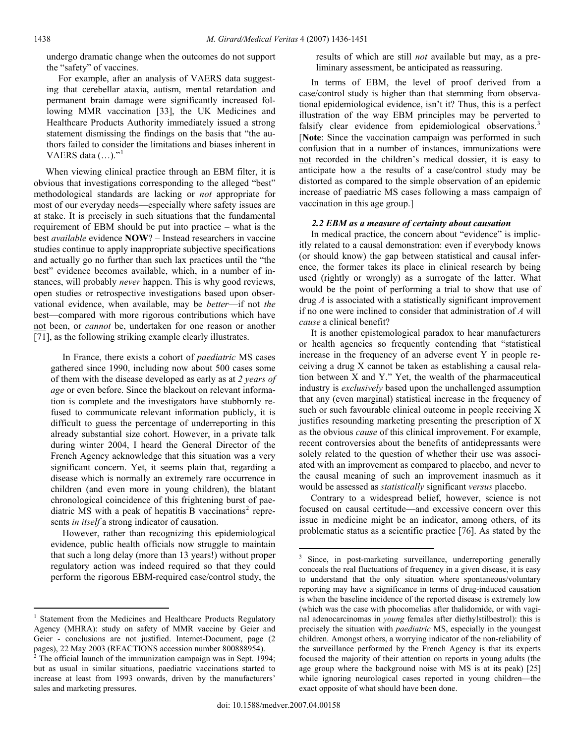undergo dramatic change when the outcomes do not support the "safety" of vaccines.

For example, after an analysis of VAERS data suggesting that cerebellar ataxia, autism, mental retardation and permanent brain damage were significantly increased following MMR vaccination [33], the UK Medicines and Healthcare Products Authority immediately issued a strong statement dismissing the findings on the basis that "the authors failed to consider the limitations and biases inherent in VAERS data (…)."[1]

When viewing clinical practice through an EBM filter, it is obvious that investigations corresponding to the alleged "best" methodological standards are lacking or *not* appropriate for most of our everyday needs—especially where safety issues are at stake. It is precisely in such situations that the fundamental requirement of EBM should be put into practice – what is the best *available* evidence **NOW**? – Instead researchers in vaccine studies continue to apply inappropriate subjective specifications and actually go no further than such lax practices until the "the best" evidence becomes available, which, in a number of instances, will probably *never* happen. This is why good reviews, open studies or retrospective investigations based upon observational evidence, when available, may be *better*—if not *the* best—compared with more rigorous contributions which have not been, or *cannot* be, undertaken for one reason or another [71], as the following striking example clearly illustrates.

> In France, there exists a cohort of *paediatric* MS cases gathered since 1990, including now about 500 cases some of them with the disease developed as early as at *2 years of age* or even before. Since the blackout on relevant information is complete and the investigators have stubbornly refused to communicate relevant information publicly, it is difficult to guess the percentage of underreporting in this already substantial size cohort. However, in a private talk during winter 2004, I heard the General Director of the French Agency acknowledge that this situation was a very significant concern. Yet, it seems plain that, regarding a disease which is normally an extremely rare occurrence in children (and even more in young children), the blatant chronological coincidence of this frightening burst of paediatric MS with a peak of hepatitis B vaccinations[2] represents *in itself* a strong indicator of causation.
>
> However, rather than recognizing this epidemiological evidence, public health officials now struggle to maintain that such a long delay (more than 13 years!) without proper regulatory action was indeed required so that they could perform the rigorous EBM-required case/control study, the results of which are still *not* available but may, as a preliminary assessment, be anticipated as reassuring.

In terms of EBM, the level of proof derived from a case/control study is higher than that stemming from observational epidemiological evidence, isn't it? Thus, this is a perfect illustration of the way EBM principles may be perverted to falsify clear evidence from epidemiological observations.[3] [**Note**: Since the vaccination campaign was performed in such confusion that in a number of instances, immunizations were not recorded in the children's medical dossier, it is easy to anticipate how a the results of a case/control study may be distorted as compared to the simple observation of an epidemic increase of paediatric MS cases following a mass campaign of vaccination in this age group.]

### *2.2 EBM as a measure of certainty about causation*

In medical practice, the concern about "evidence" is implicitly related to a causal demonstration: even if everybody knows (or should know) the gap between statistical and causal inference, the former takes its place in clinical research by being used (rightly or wrongly) as a surrogate of the latter. What would be the point of performing a trial to show that use of drug *A* is associated with a statistically significant improvement if no one were inclined to consider that administration of *A* will *cause* a clinical benefit?

It is another epistemological paradox to hear manufacturers or health agencies so frequently contending that "statistical increase in the frequency of an adverse event Y in people receiving a drug X cannot be taken as establishing a causal relation between X and Y." Yet, the wealth of the pharmaceutical industry is *exclusively* based upon the unchallenged assumption that any (even marginal) statistical increase in the frequency of such or such favourable clinical outcome in people receiving X justifies resounding marketing presenting the prescription of X as the obvious *cause* of this clinical improvement. For example, recent controversies about the benefits of antidepressants were solely related to the question of whether their use was associated with an improvement as compared to placebo, and never to the causal meaning of such an improvement inasmuch as it would be assessed as *statistically* significant *versus* placebo.

Contrary to a widespread belief, however, science is not focused on causal certitude—and excessive concern over this issue in medicine might be an indicator, among others, of its problematic status as a scientific practice [76]. As stated by the

---

[1] Statement from the Medicines and Healthcare Products Regulatory Agency (MHRA): study on safety of MMR vaccine by Geier and Geier - conclusions are not justified. Internet-Document, page (2 pages), 22 May 2003 (REACTIONS accession number 800888954).

[2] The official launch of the immunization campaign was in Sept. 1994; but as usual in similar situations, paediatric vaccinations started to increase at least from 1993 onwards, driven by the manufacturers' sales and marketing pressures.

[3] Since, in post-marketing surveillance, underreporting generally conceals the real fluctuations of frequency in a given disease, it is easy to understand that the only situation where spontaneous/voluntary reporting may have a significance in terms of drug-induced causation is when the baseline incidence of the reported disease is extremely low (which was the case with phocomelias after thalidomide, or with vaginal adenocarcinomas in *young* females after diethylstilbestrol): this is precisely the situation with *paediatric* MS, especially in the youngest children. Amongst others, a worrying indicator of the non-reliability of the surveillance performed by the French Agency is that its experts focused the majority of their attention on reports in young adults (the age group where the background noise with MS is at its peak) [25] while ignoring neurological cases reported in young children—the exact opposite of what should have been done.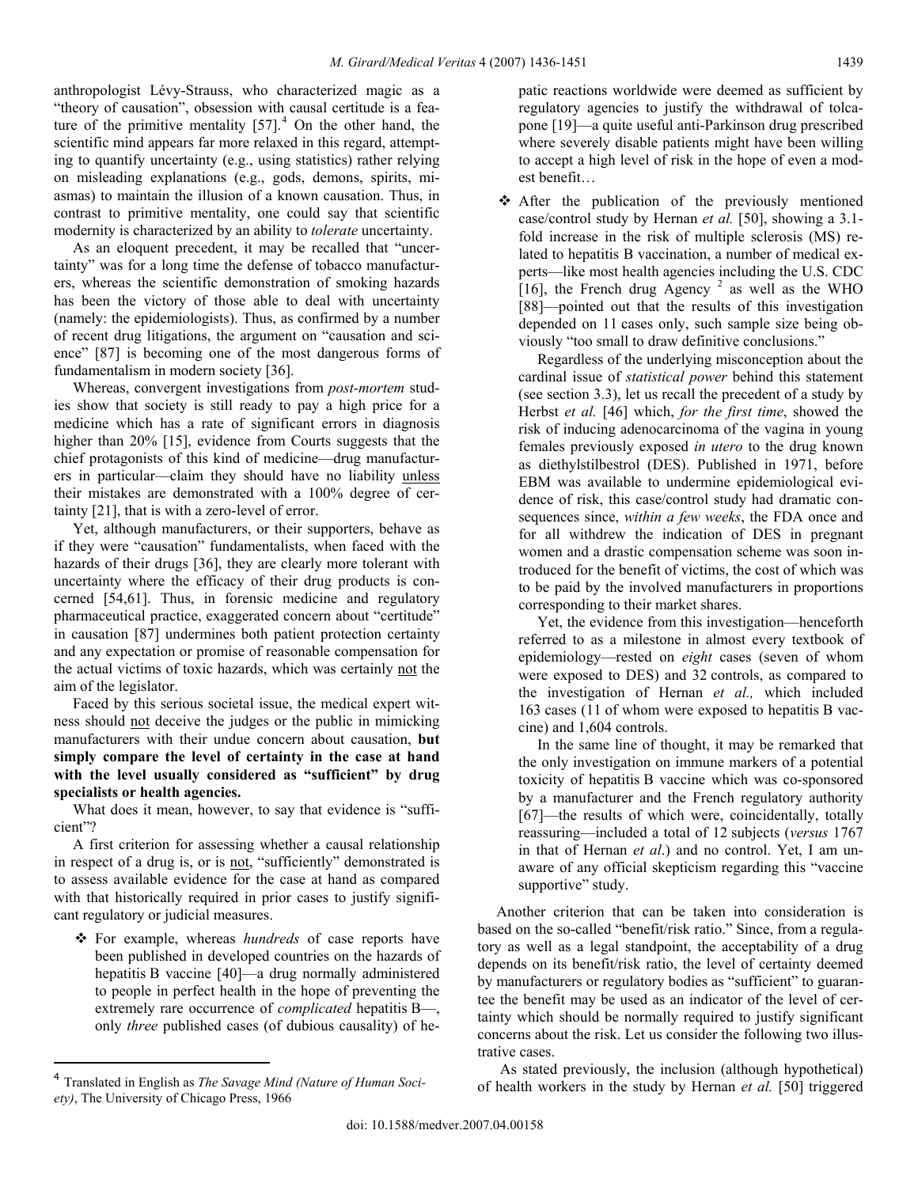anthropologist Lévy-Strauss, who characterized magic as a "theory of causation", obsession with causal certitude is a feature of the primitive mentality [57].[4] On the other hand, the scientific mind appears far more relaxed in this regard, attempting to quantify uncertainty (e.g., using statistics) rather relying on misleading explanations (e.g., gods, demons, spirits, miasmas) to maintain the illusion of a known causation. Thus, in contrast to primitive mentality, one could say that scientific modernity is characterized by an ability to *tolerate* uncertainty.

As an eloquent precedent, it may be recalled that "uncertainty" was for a long time the defense of tobacco manufacturers, whereas the scientific demonstration of smoking hazards has been the victory of those able to deal with uncertainty (namely: the epidemiologists). Thus, as confirmed by a number of recent drug litigations, the argument on "causation and science" [87] is becoming one of the most dangerous forms of fundamentalism in modern society [36].

Whereas, convergent investigations from *post-mortem* studies show that society is still ready to pay a high price for a medicine which has a rate of significant errors in diagnosis higher than 20% [15], evidence from Courts suggests that the chief protagonists of this kind of medicine—drug manufacturers in particular—claim they should have no liability unless their mistakes are demonstrated with a 100% degree of certainty [21], that is with a zero-level of error.

Yet, although manufacturers, or their supporters, behave as if they were "causation" fundamentalists, when faced with the hazards of their drugs [36], they are clearly more tolerant with uncertainty where the efficacy of their drug products is concerned [54,61]. Thus, in forensic medicine and regulatory pharmaceutical practice, exaggerated concern about "certitude" in causation [87] undermines both patient protection certainty and any expectation or promise of reasonable compensation for the actual victims of toxic hazards, which was certainly not the aim of the legislator.

Faced by this serious societal issue, the medical expert witness should not deceive the judges or the public in mimicking manufacturers with their undue concern about causation, **but simply compare the level of certainty in the case at hand with the level usually considered as "sufficient" by drug specialists or health agencies.**

What does it mean, however, to say that evidence is "sufficient"?

A first criterion for assessing whether a causal relationship in respect of a drug is, or is not, "sufficiently" demonstrated is to assess available evidence for the case at hand as compared with that historically required in prior cases to justify significant regulatory or judicial measures.

- For example, whereas *hundreds* of case reports have been published in developed countries on the hazards of hepatitis B vaccine [40]—a drug normally administered to people in perfect health in the hope of preventing the extremely rare occurrence of *complicated* hepatitis B—, only *three* published cases (of dubious causality) of hepatic reactions worldwide were deemed as sufficient by regulatory agencies to justify the withdrawal of tolcapone [19]—a quite useful anti-Parkinson drug prescribed where severely disable patients might have been willing to accept a high level of risk in the hope of even a modest benefit…
- After the publication of the previously mentioned case/control study by Hernan *et al.* [50], showing a 3.1-fold increase in the risk of multiple sclerosis (MS) related to hepatitis B vaccination, a number of medical experts—like most health agencies including the U.S. CDC [16], the French drug Agency [2] as well as the WHO [88]—pointed out that the results of this investigation depended on 11 cases only, such sample size being obviously "too small to draw definitive conclusions."

  Regardless of the underlying misconception about the cardinal issue of *statistical power* behind this statement (see section 3.3), let us recall the precedent of a study by Herbst *et al.* [46] which, *for the first time*, showed the risk of inducing adenocarcinoma of the vagina in young females previously exposed *in utero* to the drug known as diethylstilbestrol (DES). Published in 1971, before EBM was available to undermine epidemiological evidence of risk, this case/control study had dramatic consequences since, *within a few weeks*, the FDA once and for all withdrew the indication of DES in pregnant women and a drastic compensation scheme was soon introduced for the benefit of victims, the cost of which was to be paid by the involved manufacturers in proportions corresponding to their market shares.

  Yet, the evidence from this investigation—henceforth referred to as a milestone in almost every textbook of epidemiology—rested on *eight* cases (seven of whom were exposed to DES) and 32 controls, as compared to the investigation of Hernan *et al.,* which included 163 cases (11 of whom were exposed to hepatitis B vaccine) and 1,604 controls.

  In the same line of thought, it may be remarked that the only investigation on immune markers of a potential toxicity of hepatitis B vaccine which was co-sponsored by a manufacturer and the French regulatory authority [67]—the results of which were, coincidentally, totally reassuring—included a total of 12 subjects (*versus* 1767 in that of Hernan *et al*.) and no control. Yet, I am unaware of any official skepticism regarding this "vaccine supportive" study.

Another criterion that can be taken into consideration is based on the so-called "benefit/risk ratio." Since, from a regulatory as well as a legal standpoint, the acceptability of a drug depends on its benefit/risk ratio, the level of certainty deemed by manufacturers or regulatory bodies as "sufficient" to guarantee the benefit may be used as an indicator of the level of certainty which should be normally required to justify significant concerns about the risk. Let us consider the following two illustrative cases.

As stated previously, the inclusion (although hypothetical) of health workers in the study by Hernan *et al.* [50] triggered

[4] Translated in English as *The Savage Mind (Nature of Human Society)*, The University of Chicago Press, 1966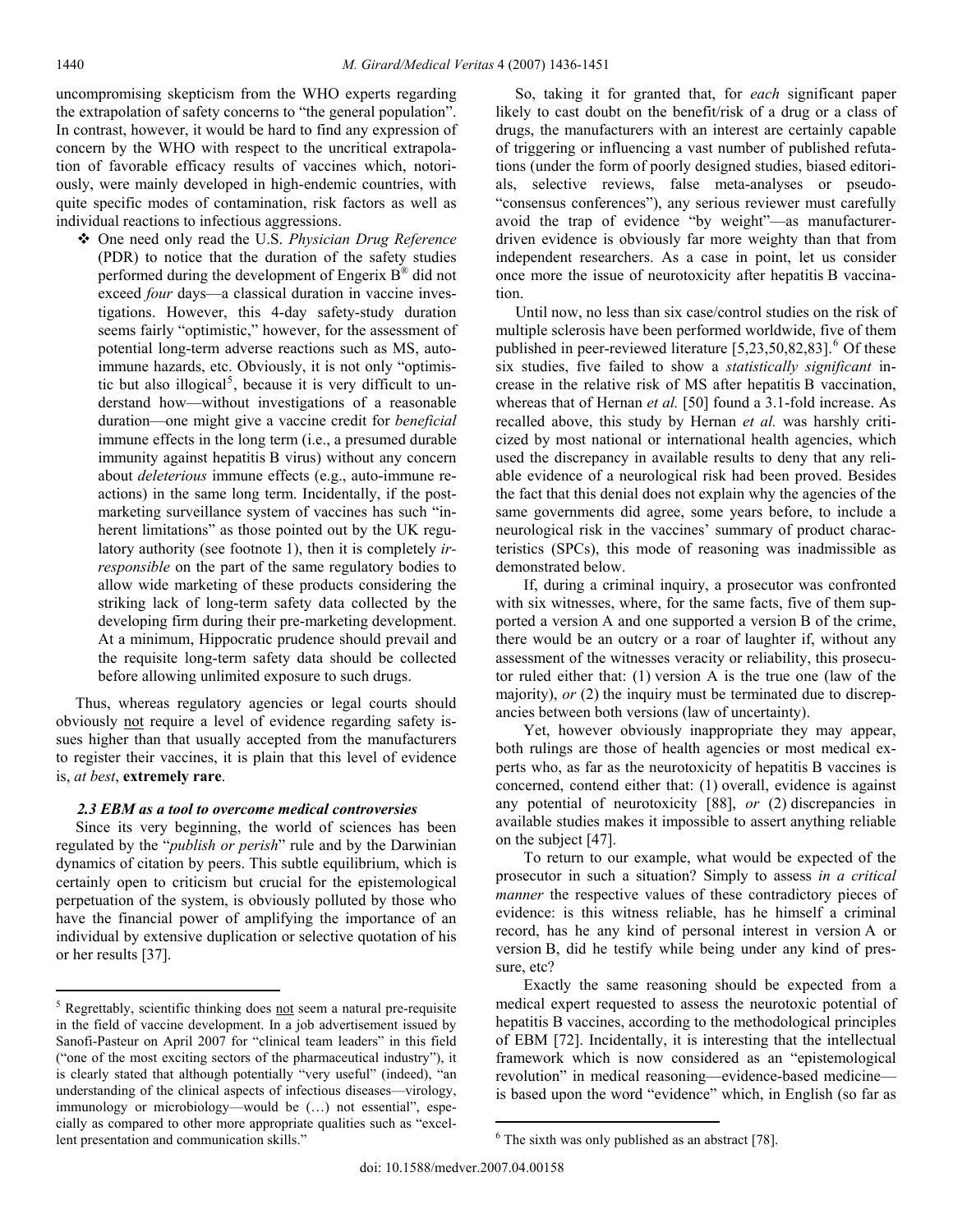uncompromising skepticism from the WHO experts regarding the extrapolation of safety concerns to "the general population". In contrast, however, it would be hard to find any expression of concern by the WHO with respect to the uncritical extrapolation of favorable efficacy results of vaccines which, notoriously, were mainly developed in high-endemic countries, with quite specific modes of contamination, risk factors as well as individual reactions to infectious aggressions.

- One need only read the U.S. *Physician Drug Reference* (PDR) to notice that the duration of the safety studies performed during the development of Engerix B® did not exceed *four* days—a classical duration in vaccine investigations. However, this 4-day safety-study duration seems fairly "optimistic," however, for the assessment of potential long-term adverse reactions such as MS, autoimmune hazards, etc. Obviously, it is not only "optimistic but also illogical[5], because it is very difficult to understand how—without investigations of a reasonable duration—one might give a vaccine credit for *beneficial* immune effects in the long term (i.e., a presumed durable immunity against hepatitis B virus) without any concern about *deleterious* immune effects (e.g., auto-immune reactions) in the same long term. Incidentally, if the post-marketing surveillance system of vaccines has such "inherent limitations" as those pointed out by the UK regulatory authority (see footnote 1), then it is completely *irresponsible* on the part of the same regulatory bodies to allow wide marketing of these products considering the striking lack of long-term safety data collected by the developing firm during their pre-marketing development. At a minimum, Hippocratic prudence should prevail and the requisite long-term safety data should be collected before allowing unlimited exposure to such drugs.

Thus, whereas regulatory agencies or legal courts should obviously not require a level of evidence regarding safety issues higher than that usually accepted from the manufacturers to register their vaccines, it is plain that this level of evidence is, *at best*, **extremely rare**.

### *2.3 EBM as a tool to overcome medical controversies*

Since its very beginning, the world of sciences has been regulated by the "*publish or perish*" rule and by the Darwinian dynamics of citation by peers. This subtle equilibrium, which is certainly open to criticism but crucial for the epistemological perpetuation of the system, is obviously polluted by those who have the financial power of amplifying the importance of an individual by extensive duplication or selective quotation of his or her results [37].

So, taking it for granted that, for *each* significant paper likely to cast doubt on the benefit/risk of a drug or a class of drugs, the manufacturers with an interest are certainly capable of triggering or influencing a vast number of published refutations (under the form of poorly designed studies, biased editorials, selective reviews, false meta-analyses or pseudo-"consensus conferences"), any serious reviewer must carefully avoid the trap of evidence "by weight"—as manufacturer-driven evidence is obviously far more weighty than that from independent researchers. As a case in point, let us consider once more the issue of neurotoxicity after hepatitis B vaccination.

Until now, no less than six case/control studies on the risk of multiple sclerosis have been performed worldwide, five of them published in peer-reviewed literature [5,23,50,82,83].[6] Of these six studies, five failed to show a *statistically significant* increase in the relative risk of MS after hepatitis B vaccination, whereas that of Hernan *et al.* [50] found a 3.1-fold increase. As recalled above, this study by Hernan *et al.* was harshly criticized by most national or international health agencies, which used the discrepancy in available results to deny that any reliable evidence of a neurological risk had been proved. Besides the fact that this denial does not explain why the agencies of the same governments did agree, some years before, to include a neurological risk in the vaccines' summary of product characteristics (SPCs), this mode of reasoning was inadmissible as demonstrated below.

If, during a criminal inquiry, a prosecutor was confronted with six witnesses, where, for the same facts, five of them supported a version A and one supported a version B of the crime, there would be an outcry or a roar of laughter if, without any assessment of the witnesses veracity or reliability, this prosecutor ruled either that: (1) version A is the true one (law of the majority), *or* (2) the inquiry must be terminated due to discrepancies between both versions (law of uncertainty).

Yet, however obviously inappropriate they may appear, both rulings are those of health agencies or most medical experts who, as far as the neurotoxicity of hepatitis B vaccines is concerned, contend either that: (1) overall, evidence is against any potential of neurotoxicity [88], *or* (2) discrepancies in available studies makes it impossible to assert anything reliable on the subject [47].

To return to our example, what would be expected of the prosecutor in such a situation? Simply to assess *in a critical manner* the respective values of these contradictory pieces of evidence: is this witness reliable, has he himself a criminal record, has he any kind of personal interest in version A or version B, did he testify while being under any kind of pressure, etc?

Exactly the same reasoning should be expected from a medical expert requested to assess the neurotoxic potential of hepatitis B vaccines, according to the methodological principles of EBM [72]. Incidentally, it is interesting that the intellectual framework which is now considered as an "epistemological revolution" in medical reasoning—evidence-based medicine—is based upon the word "evidence" which, in English (so far as

---

[5] Regrettably, scientific thinking does not seem a natural pre-requisite in the field of vaccine development. In a job advertisement issued by Sanofi-Pasteur on April 2007 for "clinical team leaders" in this field ("one of the most exciting sectors of the pharmaceutical industry"), it is clearly stated that although potentially "very useful" (indeed), "an understanding of the clinical aspects of infectious diseases—virology, immunology or microbiology—would be (…) not essential", especially as compared to other more appropriate qualities such as "excellent presentation and communication skills."

[6] The sixth was only published as an abstract [78].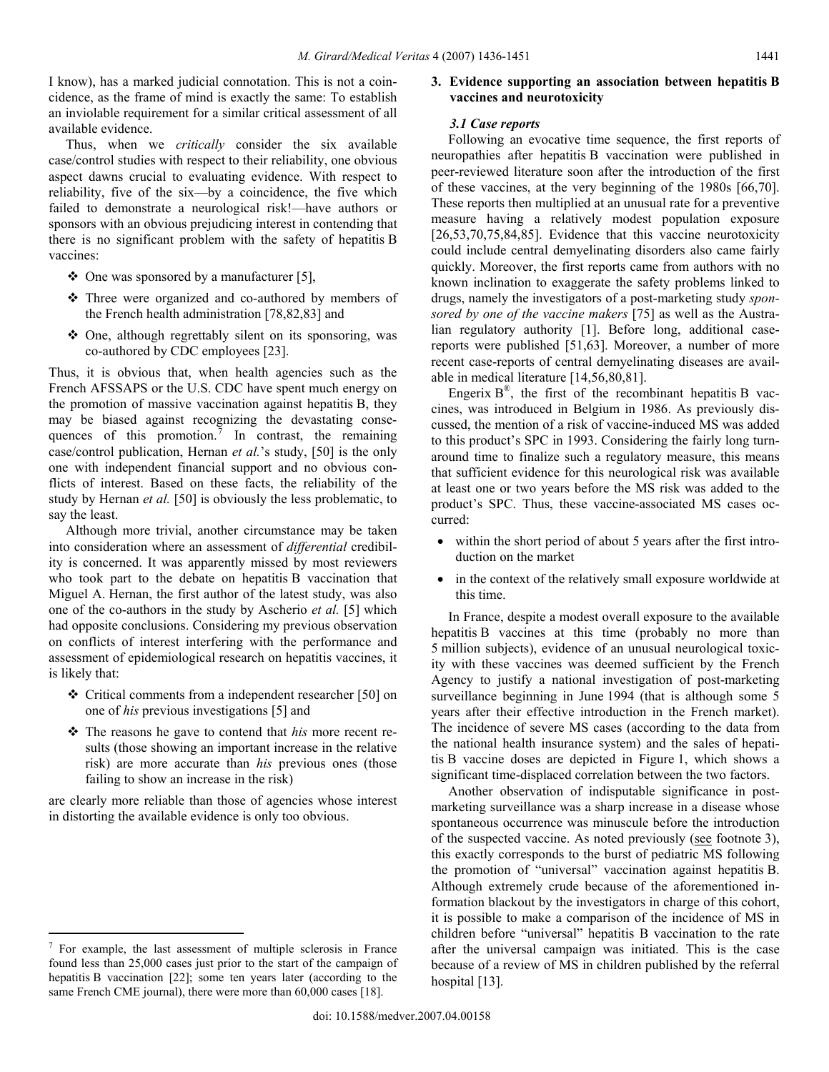I know), has a marked judicial connotation. This is not a coincidence, as the frame of mind is exactly the same: To establish an inviolable requirement for a similar critical assessment of all available evidence.

Thus, when we *critically* consider the six available case/control studies with respect to their reliability, one obvious aspect dawns crucial to evaluating evidence. With respect to reliability, five of the six—by a coincidence, the five which failed to demonstrate a neurological risk!—have authors or sponsors with an obvious prejudicing interest in contending that there is no significant problem with the safety of hepatitis B vaccines:

- One was sponsored by a manufacturer [5],
- Three were organized and co-authored by members of the French health administration [78,82,83] and
- One, although regrettably silent on its sponsoring, was co-authored by CDC employees [23].

Thus, it is obvious that, when health agencies such as the French AFSSAPS or the U.S. CDC have spent much energy on the promotion of massive vaccination against hepatitis B, they may be biased against recognizing the devastating consequences of this promotion.[7] In contrast, the remaining case/control publication, Hernan *et al.*'s study, [50] is the only one with independent financial support and no obvious conflicts of interest. Based on these facts, the reliability of the study by Hernan *et al.* [50] is obviously the less problematic, to say the least.

Although more trivial, another circumstance may be taken into consideration where an assessment of *differential* credibility is concerned. It was apparently missed by most reviewers who took part to the debate on hepatitis B vaccination that Miguel A. Hernan, the first author of the latest study, was also one of the co-authors in the study by Ascherio *et al.* [5] which had opposite conclusions. Considering my previous observation on conflicts of interest interfering with the performance and assessment of epidemiological research on hepatitis vaccines, it is likely that:

- Critical comments from a independent researcher [50] on one of *his* previous investigations [5] and
- The reasons he gave to contend that *his* more recent results (those showing an important increase in the relative risk) are more accurate than *his* previous ones (those failing to show an increase in the risk)

are clearly more reliable than those of agencies whose interest in distorting the available evidence is only too obvious.

## 3. Evidence supporting an association between hepatitis B vaccines and neurotoxicity

### 3.1 Case reports

Following an evocative time sequence, the first reports of neuropathies after hepatitis B vaccination were published in peer-reviewed literature soon after the introduction of the first of these vaccines, at the very beginning of the 1980s [66,70]. These reports then multiplied at an unusual rate for a preventive measure having a relatively modest population exposure [26,53,70,75,84,85]. Evidence that this vaccine neurotoxicity could include central demyelinating disorders also came fairly quickly. Moreover, the first reports came from authors with no known inclination to exaggerate the safety problems linked to drugs, namely the investigators of a post-marketing study *sponsored by one of the vaccine makers* [75] as well as the Australian regulatory authority [1]. Before long, additional case-reports were published [51,63]. Moreover, a number of more recent case-reports of central demyelinating diseases are available in medical literature [14,56,80,81].

Engerix B®, the first of the recombinant hepatitis B vaccines, was introduced in Belgium in 1986. As previously discussed, the mention of a risk of vaccine-induced MS was added to this product's SPC in 1993. Considering the fairly long turnaround time to finalize such a regulatory measure, this means that sufficient evidence for this neurological risk was available at least one or two years before the MS risk was added to the product's SPC. Thus, these vaccine-associated MS cases occurred:

- within the short period of about 5 years after the first introduction on the market
- in the context of the relatively small exposure worldwide at this time.

In France, despite a modest overall exposure to the available hepatitis B vaccines at this time (probably no more than 5 million subjects), evidence of an unusual neurological toxicity with these vaccines was deemed sufficient by the French Agency to justify a national investigation of post-marketing surveillance beginning in June 1994 (that is although some 5 years after their effective introduction in the French market). The incidence of severe MS cases (according to the data from the national health insurance system) and the sales of hepatitis B vaccine doses are depicted in Figure 1, which shows a significant time-displaced correlation between the two factors.

Another observation of indisputable significance in post-marketing surveillance was a sharp increase in a disease whose spontaneous occurrence was minuscule before the introduction of the suspected vaccine. As noted previously (see footnote 3), this exactly corresponds to the burst of pediatric MS following the promotion of "universal" vaccination against hepatitis B. Although extremely crude because of the aforementioned information blackout by the investigators in charge of this cohort, it is possible to make a comparison of the incidence of MS in children before "universal" hepatitis B vaccination to the rate after the universal campaign was initiated. This is the case because of a review of MS in children published by the referral hospital [13].

[7] For example, the last assessment of multiple sclerosis in France found less than 25,000 cases just prior to the start of the campaign of hepatitis B vaccination [22]; some ten years later (according to the same French CME journal), there were more than 60,000 cases [18].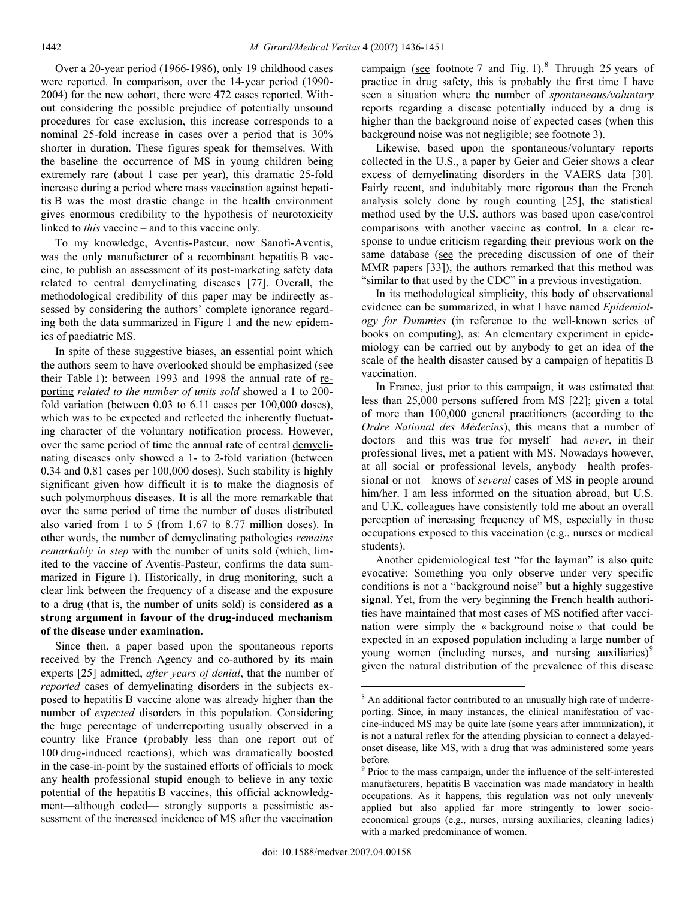Over a 20-year period (1966-1986), only 19 childhood cases were reported. In comparison, over the 14-year period (1990-2004) for the new cohort, there were 472 cases reported. Without considering the possible prejudice of potentially unsound procedures for case exclusion, this increase corresponds to a nominal 25-fold increase in cases over a period that is 30% shorter in duration. These figures speak for themselves. With the baseline the occurrence of MS in young children being extremely rare (about 1 case per year), this dramatic 25-fold increase during a period where mass vaccination against hepatitis B was the most drastic change in the health environment gives enormous credibility to the hypothesis of neurotoxicity linked to *this* vaccine – and to this vaccine only.

To my knowledge, Aventis-Pasteur, now Sanofi-Aventis, was the only manufacturer of a recombinant hepatitis B vaccine, to publish an assessment of its post-marketing safety data related to central demyelinating diseases [77]. Overall, the methodological credibility of this paper may be indirectly assessed by considering the authors' complete ignorance regarding both the data summarized in Figure 1 and the new epidemics of paediatric MS.

In spite of these suggestive biases, an essential point which the authors seem to have overlooked should be emphasized (see their Table 1): between 1993 and 1998 the annual rate of <u>reporting</u> *related to the number of units sold* showed a 1 to 200-fold variation (between 0.03 to 6.11 cases per 100,000 doses), which was to be expected and reflected the inherently fluctuating character of the voluntary notification process. However, over the same period of time the annual rate of central <u>demyelinating diseases</u> only showed a 1- to 2-fold variation (between 0.34 and 0.81 cases per 100,000 doses). Such stability is highly significant given how difficult it is to make the diagnosis of such polymorphous diseases. It is all the more remarkable that over the same period of time the number of doses distributed also varied from 1 to 5 (from 1.67 to 8.77 million doses). In other words, the number of demyelinating pathologies *remains remarkably in step* with the number of units sold (which, limited to the vaccine of Aventis-Pasteur, confirms the data summarized in Figure 1). Historically, in drug monitoring, such a clear link between the frequency of a disease and the exposure to a drug (that is, the number of units sold) is considered **as a strong argument in favour of the drug-induced mechanism of the disease under examination.**

Since then, a paper based upon the spontaneous reports received by the French Agency and co-authored by its main experts [25] admitted, *after years of denial*, that the number of *reported* cases of demyelinating disorders in the subjects exposed to hepatitis B vaccine alone was already higher than the number of *expected* disorders in this population. Considering the huge percentage of underreporting usually observed in a country like France (probably less than one report out of 100 drug-induced reactions), which was dramatically boosted in the case-in-point by the sustained efforts of officials to mock any health professional stupid enough to believe in any toxic potential of the hepatitis B vaccines, this official acknowledgment—although coded— strongly supports a pessimistic assessment of the increased incidence of MS after the vaccination campaign (<u>see</u> footnote 7 and Fig. 1).[8] Through 25 years of practice in drug safety, this is probably the first time I have seen a situation where the number of *spontaneous/voluntary* reports regarding a disease potentially induced by a drug is higher than the background noise of expected cases (when this background noise was not negligible; <u>see</u> footnote 3).

Likewise, based upon the spontaneous/voluntary reports collected in the U.S., a paper by Geier and Geier shows a clear excess of demyelinating disorders in the VAERS data [30]. Fairly recent, and indubitably more rigorous than the French analysis solely done by rough counting [25], the statistical method used by the U.S. authors was based upon case/control comparisons with another vaccine as control. In a clear response to undue criticism regarding their previous work on the same database (<u>see</u> the preceding discussion of one of their MMR papers [33]), the authors remarked that this method was "similar to that used by the CDC" in a previous investigation.

In its methodological simplicity, this body of observational evidence can be summarized, in what I have named *Epidemiology for Dummies* (in reference to the well-known series of books on computing), as: An elementary experiment in epidemiology can be carried out by anybody to get an idea of the scale of the health disaster caused by a campaign of hepatitis B vaccination.

In France, just prior to this campaign, it was estimated that less than 25,000 persons suffered from MS [22]; given a total of more than 100,000 general practitioners (according to the *Ordre National des Médecins*), this means that a number of doctors—and this was true for myself—had *never*, in their professional lives, met a patient with MS. Nowadays however, at all social or professional levels, anybody—health professional or not—knows of *several* cases of MS in people around him/her. I am less informed on the situation abroad, but U.S. and U.K. colleagues have consistently told me about an overall perception of increasing frequency of MS, especially in those occupations exposed to this vaccination (e.g., nurses or medical students).

Another epidemiological test "for the layman" is also quite evocative: Something you only observe under very specific conditions is not a "background noise" but a highly suggestive **signal**. Yet, from the very beginning the French health authorities have maintained that most cases of MS notified after vaccination were simply the « background noise » that could be expected in an exposed population including a large number of young women (including nurses, and nursing auxiliaries)[9] given the natural distribution of the prevalence of this disease

[8] An additional factor contributed to an unusually high rate of underreporting. Since, in many instances, the clinical manifestation of vaccine-induced MS may be quite late (some years after immunization), it is not a natural reflex for the attending physician to connect a delayed-onset disease, like MS, with a drug that was administered some years before.

[9] Prior to the mass campaign, under the influence of the self-interested manufacturers, hepatitis B vaccination was made mandatory in health occupations. As it happens, this regulation was not only unevenly applied but also applied far more stringently to lower socio-economical groups (e.g., nurses, nursing auxiliaries, cleaning ladies) with a marked predominance of women.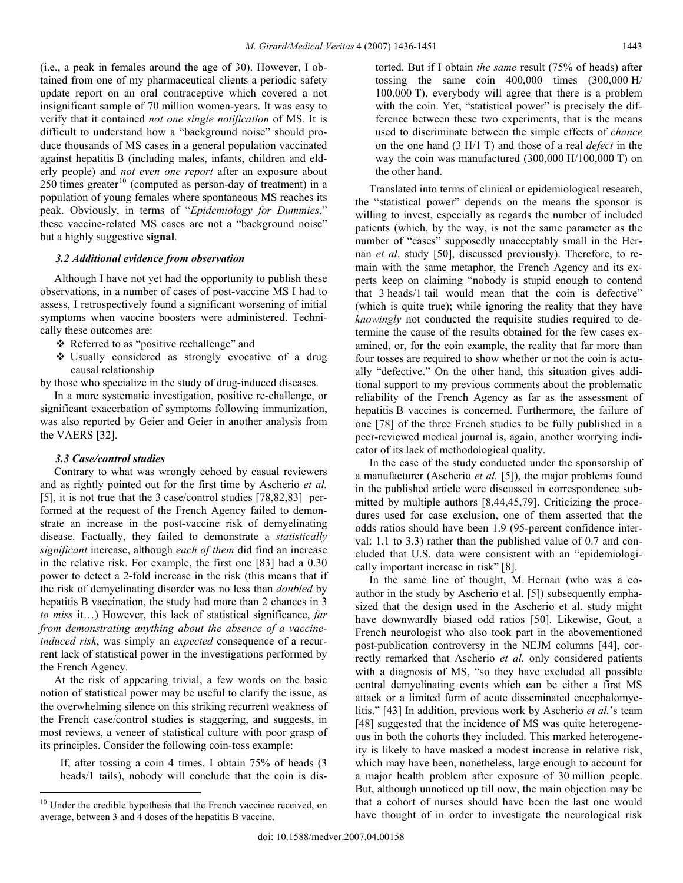(i.e., a peak in females around the age of 30). However, I obtained from one of my pharmaceutical clients a periodic safety update report on an oral contraceptive which covered a not insignificant sample of 70 million women-years. It was easy to verify that it contained *not one single notification* of MS. It is difficult to understand how a "background noise" should produce thousands of MS cases in a general population vaccinated against hepatitis B (including males, infants, children and elderly people) and *not even one report* after an exposure about 250 times greater[10] (computed as person-day of treatment) in a population of young females where spontaneous MS reaches its peak. Obviously, in terms of "*Epidemiology for Dummies*," these vaccine-related MS cases are not a "background noise" but a highly suggestive **signal**.

### 3.2 Additional evidence from observation

Although I have not yet had the opportunity to publish these observations, in a number of cases of post-vaccine MS I had to assess, I retrospectively found a significant worsening of initial symptoms when vaccine boosters were administered. Technically these outcomes are:

- Referred to as "positive rechallenge" and
- Usually considered as strongly evocative of a drug causal relationship

by those who specialize in the study of drug-induced diseases.

In a more systematic investigation, positive re-challenge, or significant exacerbation of symptoms following immunization, was also reported by Geier and Geier in another analysis from the VAERS [32].

### 3.3 Case/control studies

Contrary to what was wrongly echoed by casual reviewers and as rightly pointed out for the first time by Ascherio *et al.* [5], it is not true that the 3 case/control studies [78,82,83] performed at the request of the French Agency failed to demonstrate an increase in the post-vaccine risk of demyelinating disease. Factually, they failed to demonstrate a *statistically significant* increase, although *each of them* did find an increase in the relative risk. For example, the first one [83] had a 0.30 power to detect a 2-fold increase in the risk (this means that if the risk of demyelinating disorder was no less than *doubled* by hepatitis B vaccination, the study had more than 2 chances in 3 *to miss* it…) However, this lack of statistical significance, *far from demonstrating anything about the absence of a vaccine-induced risk*, was simply an *expected* consequence of a recurrent lack of statistical power in the investigations performed by the French Agency.

At the risk of appearing trivial, a few words on the basic notion of statistical power may be useful to clarify the issue, as the overwhelming silence on this striking recurrent weakness of the French case/control studies is staggering, and suggests, in most reviews, a veneer of statistical culture with poor grasp of its principles. Consider the following coin-toss example:

> If, after tossing a coin 4 times, I obtain 75% of heads (3 heads/1 tails), nobody will conclude that the coin is distorted. But if I obtain *the same* result (75% of heads) after tossing the same coin 400,000 times (300,000 H/ 100,000 T), everybody will agree that there is a problem with the coin. Yet, "statistical power" is precisely the difference between these two experiments, that is the means used to discriminate between the simple effects of *chance* on the one hand (3 H/1 T) and those of a real *defect* in the way the coin was manufactured (300,000 H/100,000 T) on the other hand.

Translated into terms of clinical or epidemiological research, the "statistical power" depends on the means the sponsor is willing to invest, especially as regards the number of included patients (which, by the way, is not the same parameter as the number of "cases" supposedly unacceptably small in the Hernan *et al*. study [50], discussed previously). Therefore, to remain with the same metaphor, the French Agency and its experts keep on claiming "nobody is stupid enough to contend that 3 heads/1 tail would mean that the coin is defective" (which is quite true); while ignoring the reality that they have *knowingly* not conducted the requisite studies required to determine the cause of the results obtained for the few cases examined, or, for the coin example, the reality that far more than four tosses are required to show whether or not the coin is actually "defective." On the other hand, this situation gives additional support to my previous comments about the problematic reliability of the French Agency as far as the assessment of hepatitis B vaccines is concerned. Furthermore, the failure of one [78] of the three French studies to be fully published in a peer-reviewed medical journal is, again, another worrying indicator of its lack of methodological quality.

In the case of the study conducted under the sponsorship of a manufacturer (Ascherio *et al.* [5]), the major problems found in the published article were discussed in correspondence submitted by multiple authors [8,44,45,79]. Criticizing the procedures used for case exclusion, one of them asserted that the odds ratios should have been 1.9 (95-percent confidence interval: 1.1 to 3.3) rather than the published value of 0.7 and concluded that U.S. data were consistent with an "epidemiologically important increase in risk" [8].

In the same line of thought, M. Hernan (who was a coauthor in the study by Ascherio et al. [5]) subsequently emphasized that the design used in the Ascherio et al. study might have downwardly biased odd ratios [50]. Likewise, Gout, a French neurologist who also took part in the abovementioned post-publication controversy in the NEJM columns [44], correctly remarked that Ascherio *et al.* only considered patients with a diagnosis of MS, "so they have excluded all possible central demyelinating events which can be either a first MS attack or a limited form of acute disseminated encephalomyelitis." [43] In addition, previous work by Ascherio *et al.*'s team [48] suggested that the incidence of MS was quite heterogeneous in both the cohorts they included. This marked heterogeneity is likely to have masked a modest increase in relative risk, which may have been, nonetheless, large enough to account for a major health problem after exposure of 30 million people. But, although unnoticed up till now, the main objection may be that a cohort of nurses should have been the last one would have thought of in order to investigate the neurological risk

[10] Under the credible hypothesis that the French vaccinee received, on average, between 3 and 4 doses of the hepatitis B vaccine.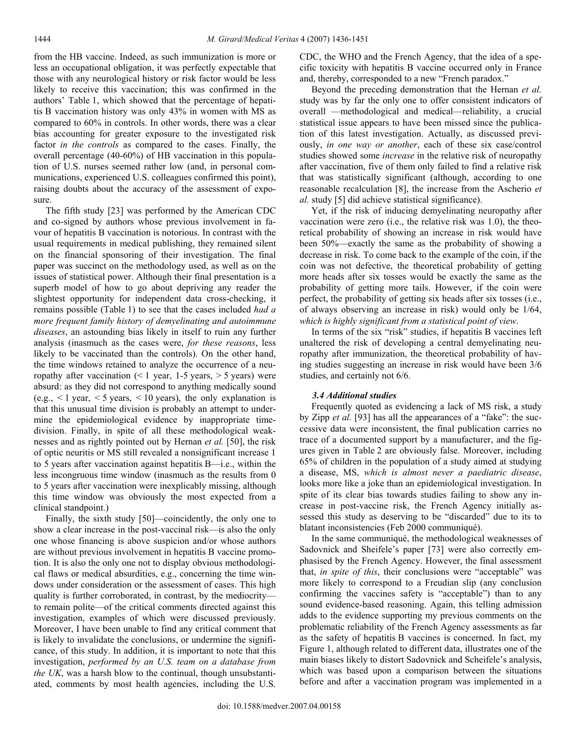from the HB vaccine. Indeed, as such immunization is more or less an occupational obligation, it was perfectly expectable that those with any neurological history or risk factor would be less likely to receive this vaccination; this was confirmed in the authors' Table 1, which showed that the percentage of hepatitis B vaccination history was only 43% in women with MS as compared to 60% in controls. In other words, there was a clear bias accounting for greater exposure to the investigated risk factor *in the controls* as compared to the cases. Finally, the overall percentage (40-60%) of HB vaccination in this population of U.S. nurses seemed rather low (and, in personal communications, experienced U.S. colleagues confirmed this point), raising doubts about the accuracy of the assessment of exposure.

The fifth study [23] was performed by the American CDC and co-signed by authors whose previous involvement in favour of hepatitis B vaccination is notorious. In contrast with the usual requirements in medical publishing, they remained silent on the financial sponsoring of their investigation. The final paper was succinct on the methodology used, as well as on the issues of statistical power. Although their final presentation is a superb model of how to go about depriving any reader the slightest opportunity for independent data cross-checking, it remains possible (Table 1) to see that the cases included *had a more frequent family history of demyelinating and autoimmune diseases*, an astounding bias likely in itself to ruin any further analysis (inasmuch as the cases were, *for these reasons*, less likely to be vaccinated than the controls). On the other hand, the time windows retained to analyze the occurrence of a neuropathy after vaccination (< 1 year, 1-5 years, > 5 years) were absurd: as they did not correspond to anything medically sound (e.g., < 1 year, < 5 years, < 10 years), the only explanation is that this unusual time division is probably an attempt to undermine the epidemiological evidence by inappropriate time-division. Finally, in spite of all these methodological weaknesses and as rightly pointed out by Hernan *et al.* [50], the risk of optic neuritis or MS still revealed a nonsignificant increase 1 to 5 years after vaccination against hepatitis B—i.e., within the less incongruous time window (inasmuch as the results from 0 to 5 years after vaccination were inexplicably missing, although this time window was obviously the most expected from a clinical standpoint.)

Finally, the sixth study [50]—coincidently, the only one to show a clear increase in the post-vaccinal risk—is also the only one whose financing is above suspicion and/or whose authors are without previous involvement in hepatitis B vaccine promotion. It is also the only one not to display obvious methodological flaws or medical absurdities, e.g., concerning the time windows under consideration or the assessment of cases. This high quality is further corroborated, in contrast, by the mediocrity—to remain polite—of the critical comments directed against this investigation, examples of which were discussed previously. Moreover, I have been unable to find any critical comment that is likely to invalidate the conclusions, or undermine the significance, of this study. In addition, it is important to note that this investigation, *performed by an U.S. team on a database from the UK*, was a harsh blow to the continual, though unsubstantiated, comments by most health agencies, including the U.S. CDC, the WHO and the French Agency, that the idea of a specific toxicity with hepatitis B vaccine occurred only in France and, thereby, corresponded to a new "French paradox."

Beyond the preceding demonstration that the Hernan *et al.* study was by far the only one to offer consistent indicators of overall —methodological and medical—reliability, a crucial statistical issue appears to have been missed since the publication of this latest investigation. Actually, as discussed previously, *in one way or another*, each of these six case/control studies showed some *increase* in the relative risk of neuropathy after vaccination, five of them only failed to find a relative risk that was statistically significant (although, according to one reasonable recalculation [8], the increase from the Ascherio *et al.* study [5] did achieve statistical significance).

Yet, if the risk of inducing demyelinating neuropathy after vaccination were zero (i.e., the relative risk was 1.0), the theoretical probability of showing an increase in risk would have been 50%—exactly the same as the probability of showing a decrease in risk. To come back to the example of the coin, if the coin was not defective, the theoretical probability of getting more heads after six tosses would be exactly the same as the probability of getting more tails. However, if the coin were perfect, the probability of getting six heads after six tosses (i.e., of always observing an increase in risk) would only be 1/64, *which is highly significant from a statistical point of view*.

In terms of the six "risk" studies, if hepatitis B vaccines left unaltered the risk of developing a central demyelinating neuropathy after immunization, the theoretical probability of having studies suggesting an increase in risk would have been 3/6 studies, and certainly not 6/6.

### *3.4 Additional studies*

Frequently quoted as evidencing a lack of MS risk, a study by Zipp *et al.* [93] has all the appearances of a "fake": the successive data were inconsistent, the final publication carries no trace of a documented support by a manufacturer, and the figures given in Table 2 are obviously false. Moreover, including 65% of children in the population of a study aimed at studying a disease, MS, *which is almost never a paediatric disease*, looks more like a joke than an epidemiological investigation. In spite of its clear bias towards studies failing to show any increase in post-vaccine risk, the French Agency initially assessed this study as deserving to be "discarded" due to its to blatant inconsistencies (Feb 2000 communiqué).

In the same communiqué, the methodological weaknesses of Sadovnick and Sheifele's paper [73] were also correctly emphasised by the French Agency. However, the final assessment that, *in spite of this*, their conclusions were "acceptable" was more likely to correspond to a Freudian slip (any conclusion confirming the vaccines safety is "acceptable") than to any sound evidence-based reasoning. Again, this telling admission adds to the evidence supporting my previous comments on the problematic reliability of the French Agency assessments as far as the safety of hepatitis B vaccines is concerned. In fact, my Figure 1, although related to different data, illustrates one of the main biases likely to distort Sadovnick and Scheifele's analysis, which was based upon a comparison between the situations before and after a vaccination program was implemented in a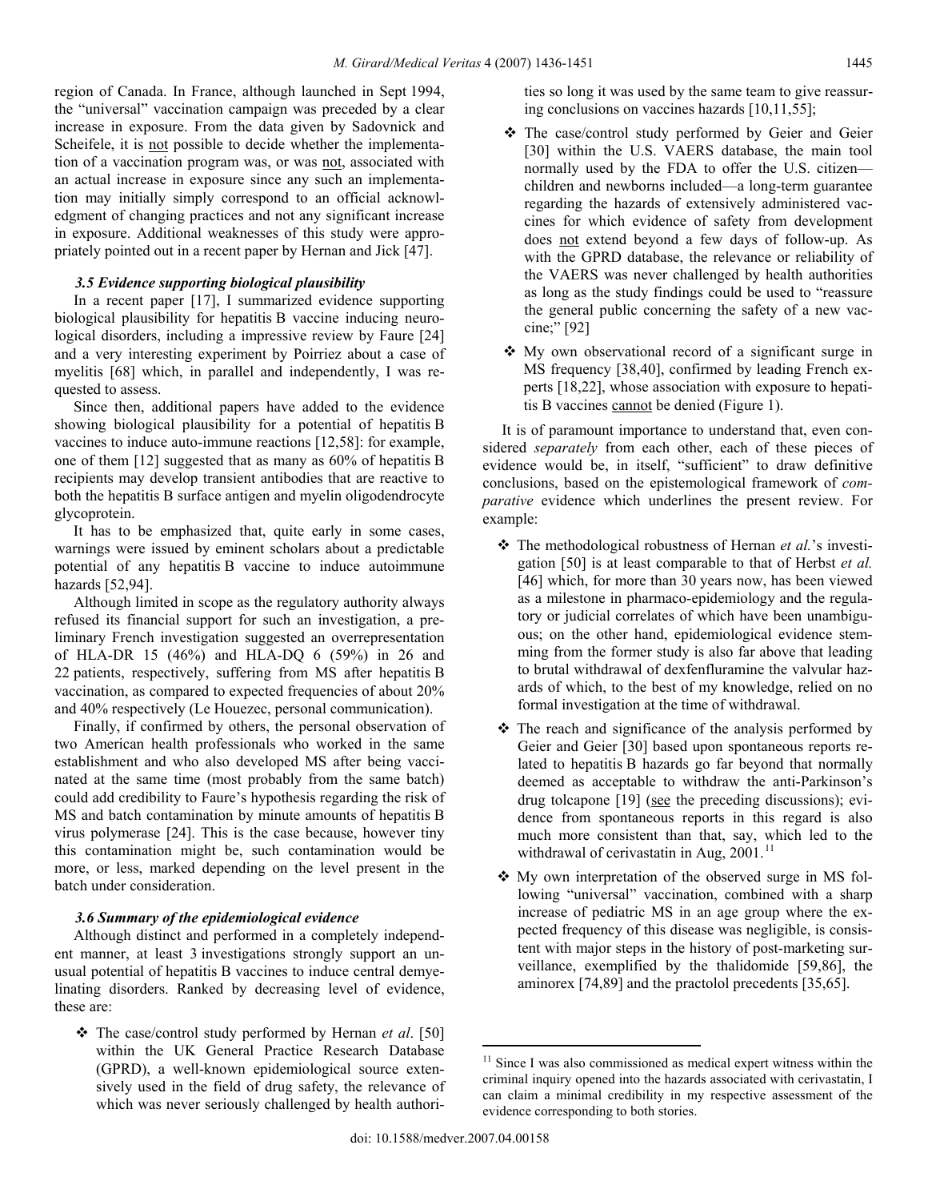region of Canada. In France, although launched in Sept 1994, the "universal" vaccination campaign was preceded by a clear increase in exposure. From the data given by Sadovnick and Scheifele, it is not possible to decide whether the implementation of a vaccination program was, or was not, associated with an actual increase in exposure since any such an implementation may initially simply correspond to an official acknowledgment of changing practices and not any significant increase in exposure. Additional weaknesses of this study were appropriately pointed out in a recent paper by Hernan and Jick [47].

### *3.5 Evidence supporting biological plausibility*

In a recent paper [17], I summarized evidence supporting biological plausibility for hepatitis B vaccine inducing neurological disorders, including a impressive review by Faure [24] and a very interesting experiment by Poirriez about a case of myelitis [68] which, in parallel and independently, I was requested to assess.

Since then, additional papers have added to the evidence showing biological plausibility for a potential of hepatitis B vaccines to induce auto-immune reactions [12,58]: for example, one of them [12] suggested that as many as 60% of hepatitis B recipients may develop transient antibodies that are reactive to both the hepatitis B surface antigen and myelin oligodendrocyte glycoprotein.

It has to be emphasized that, quite early in some cases, warnings were issued by eminent scholars about a predictable potential of any hepatitis B vaccine to induce autoimmune hazards [52,94].

Although limited in scope as the regulatory authority always refused its financial support for such an investigation, a preliminary French investigation suggested an overrepresentation of HLA-DR 15 (46%) and HLA-DQ 6 (59%) in 26 and 22 patients, respectively, suffering from MS after hepatitis B vaccination, as compared to expected frequencies of about 20% and 40% respectively (Le Houezec, personal communication).

Finally, if confirmed by others, the personal observation of two American health professionals who worked in the same establishment and who also developed MS after being vaccinated at the same time (most probably from the same batch) could add credibility to Faure's hypothesis regarding the risk of MS and batch contamination by minute amounts of hepatitis B virus polymerase [24]. This is the case because, however tiny this contamination might be, such contamination would be more, or less, marked depending on the level present in the batch under consideration.

### *3.6 Summary of the epidemiological evidence*

Although distinct and performed in a completely independent manner, at least 3 investigations strongly support an unusual potential of hepatitis B vaccines to induce central demyelinating disorders. Ranked by decreasing level of evidence, these are:

- The case/control study performed by Hernan *et al*. [50] within the UK General Practice Research Database (GPRD), a well-known epidemiological source extensively used in the field of drug safety, the relevance of which was never seriously challenged by health authorities so long it was used by the same team to give reassuring conclusions on vaccines hazards [10,11,55];
- The case/control study performed by Geier and Geier [30] within the U.S. VAERS database, the main tool normally used by the FDA to offer the U.S. citizen—children and newborns included—a long-term guarantee regarding the hazards of extensively administered vaccines for which evidence of safety from development does not extend beyond a few days of follow-up. As with the GPRD database, the relevance or reliability of the VAERS was never challenged by health authorities as long as the study findings could be used to "reassure the general public concerning the safety of a new vaccine;" [92]
- My own observational record of a significant surge in MS frequency [38,40], confirmed by leading French experts [18,22], whose association with exposure to hepatitis B vaccines cannot be denied (Figure 1).

It is of paramount importance to understand that, even considered *separately* from each other, each of these pieces of evidence would be, in itself, "sufficient" to draw definitive conclusions, based on the epistemological framework of *comparative* evidence which underlines the present review. For example:

- The methodological robustness of Hernan *et al.*'s investigation [50] is at least comparable to that of Herbst *et al.* [46] which, for more than 30 years now, has been viewed as a milestone in pharmaco-epidemiology and the regulatory or judicial correlates of which have been unambiguous; on the other hand, epidemiological evidence stemming from the former study is also far above that leading to brutal withdrawal of dexfenfluramine the valvular hazards of which, to the best of my knowledge, relied on no formal investigation at the time of withdrawal.
- The reach and significance of the analysis performed by Geier and Geier [30] based upon spontaneous reports related to hepatitis B hazards go far beyond that normally deemed as acceptable to withdraw the anti-Parkinson's drug tolcapone [19] (see the preceding discussions); evidence from spontaneous reports in this regard is also much more consistent than that, say, which led to the withdrawal of cerivastatin in Aug, 2001.[11]
- My own interpretation of the observed surge in MS following "universal" vaccination, combined with a sharp increase of pediatric MS in an age group where the expected frequency of this disease was negligible, is consistent with major steps in the history of post-marketing surveillance, exemplified by the thalidomide [59,86], the aminorex [74,89] and the practolol precedents [35,65].

[11] Since I was also commissioned as medical expert witness within the criminal inquiry opened into the hazards associated with cerivastatin, I can claim a minimal credibility in my respective assessment of the evidence corresponding to both stories.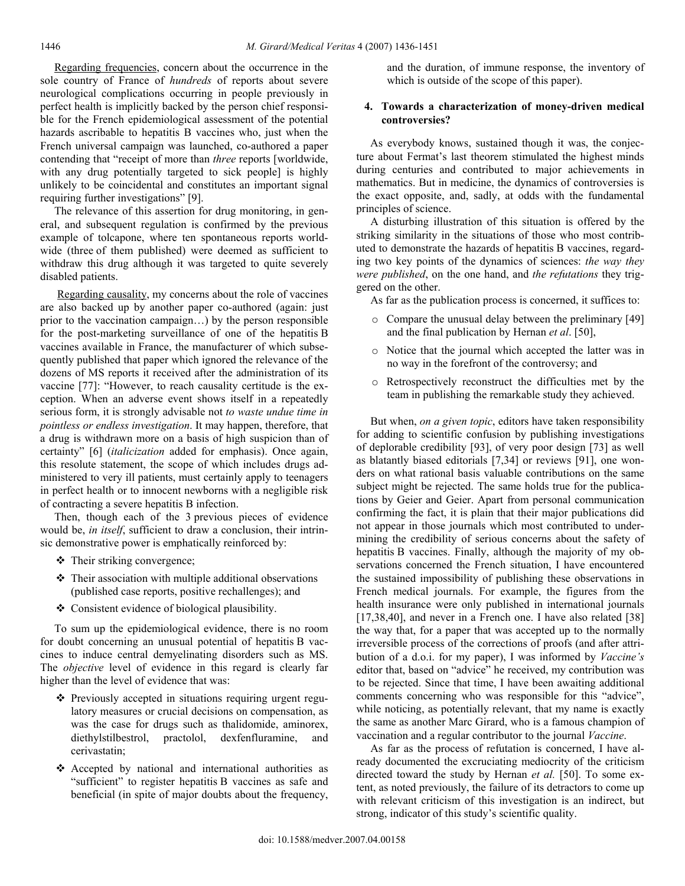Regarding frequencies, concern about the occurrence in the sole country of France of *hundreds* of reports about severe neurological complications occurring in people previously in perfect health is implicitly backed by the person chief responsible for the French epidemiological assessment of the potential hazards ascribable to hepatitis B vaccines who, just when the French universal campaign was launched, co-authored a paper contending that "receipt of more than *three* reports [worldwide, with any drug potentially targeted to sick people] is highly unlikely to be coincidental and constitutes an important signal requiring further investigations" [9].

The relevance of this assertion for drug monitoring, in general, and subsequent regulation is confirmed by the previous example of tolcapone, where ten spontaneous reports worldwide (three of them published) were deemed as sufficient to withdraw this drug although it was targeted to quite severely disabled patients.

Regarding causality, my concerns about the role of vaccines are also backed up by another paper co-authored (again: just prior to the vaccination campaign…) by the person responsible for the post-marketing surveillance of one of the hepatitis B vaccines available in France, the manufacturer of which subsequently published that paper which ignored the relevance of the dozens of MS reports it received after the administration of its vaccine [77]: "However, to reach causality certitude is the exception. When an adverse event shows itself in a repeatedly serious form, it is strongly advisable not *to waste undue time in pointless or endless investigation*. It may happen, therefore, that a drug is withdrawn more on a basis of high suspicion than of certainty" [6] (*italicization* added for emphasis). Once again, this resolute statement, the scope of which includes drugs administered to very ill patients, must certainly apply to teenagers in perfect health or to innocent newborns with a negligible risk of contracting a severe hepatitis B infection.

Then, though each of the 3 previous pieces of evidence would be, *in itself*, sufficient to draw a conclusion, their intrinsic demonstrative power is emphatically reinforced by:

- Their striking convergence;
- Their association with multiple additional observations (published case reports, positive rechallenges); and
- Consistent evidence of biological plausibility.

To sum up the epidemiological evidence, there is no room for doubt concerning an unusual potential of hepatitis B vaccines to induce central demyelinating disorders such as MS. The *objective* level of evidence in this regard is clearly far higher than the level of evidence that was:

- Previously accepted in situations requiring urgent regulatory measures or crucial decisions on compensation, as was the case for drugs such as thalidomide, aminorex, diethylstilbestrol, practolol, dexfenfluramine, and cerivastatin;
- Accepted by national and international authorities as "sufficient" to register hepatitis B vaccines as safe and beneficial (in spite of major doubts about the frequency, and the duration, of immune response, the inventory of which is outside of the scope of this paper).

## 4. Towards a characterization of money-driven medical controversies?

As everybody knows, sustained though it was, the conjecture about Fermat's last theorem stimulated the highest minds during centuries and contributed to major achievements in mathematics. But in medicine, the dynamics of controversies is the exact opposite, and, sadly, at odds with the fundamental principles of science.

A disturbing illustration of this situation is offered by the striking similarity in the situations of those who most contributed to demonstrate the hazards of hepatitis B vaccines, regarding two key points of the dynamics of sciences: *the way they were published*, on the one hand, and *the refutations* they triggered on the other.

As far as the publication process is concerned, it suffices to:

- Compare the unusual delay between the preliminary [49] and the final publication by Hernan *et al*. [50],
- Notice that the journal which accepted the latter was in no way in the forefront of the controversy; and
- Retrospectively reconstruct the difficulties met by the team in publishing the remarkable study they achieved.

But when, *on a given topic*, editors have taken responsibility for adding to scientific confusion by publishing investigations of deplorable credibility [93], of very poor design [73] as well as blatantly biased editorials [7,34] or reviews [91], one wonders on what rational basis valuable contributions on the same subject might be rejected. The same holds true for the publications by Geier and Geier. Apart from personal communication confirming the fact, it is plain that their major publications did not appear in those journals which most contributed to undermining the credibility of serious concerns about the safety of hepatitis B vaccines. Finally, although the majority of my observations concerned the French situation, I have encountered the sustained impossibility of publishing these observations in French medical journals. For example, the figures from the health insurance were only published in international journals [17,38,40], and never in a French one. I have also related [38] the way that, for a paper that was accepted up to the normally irreversible process of the corrections of proofs (and after attribution of a d.o.i. for my paper), I was informed by *Vaccine's* editor that, based on "advice" he received, my contribution was to be rejected. Since that time, I have been awaiting additional comments concerning who was responsible for this "advice", while noticing, as potentially relevant, that my name is exactly the same as another Marc Girard, who is a famous champion of vaccination and a regular contributor to the journal *Vaccine*.

As far as the process of refutation is concerned, I have already documented the excruciating mediocrity of the criticism directed toward the study by Hernan *et al.* [50]. To some extent, as noted previously, the failure of its detractors to come up with relevant criticism of this investigation is an indirect, but strong, indicator of this study's scientific quality.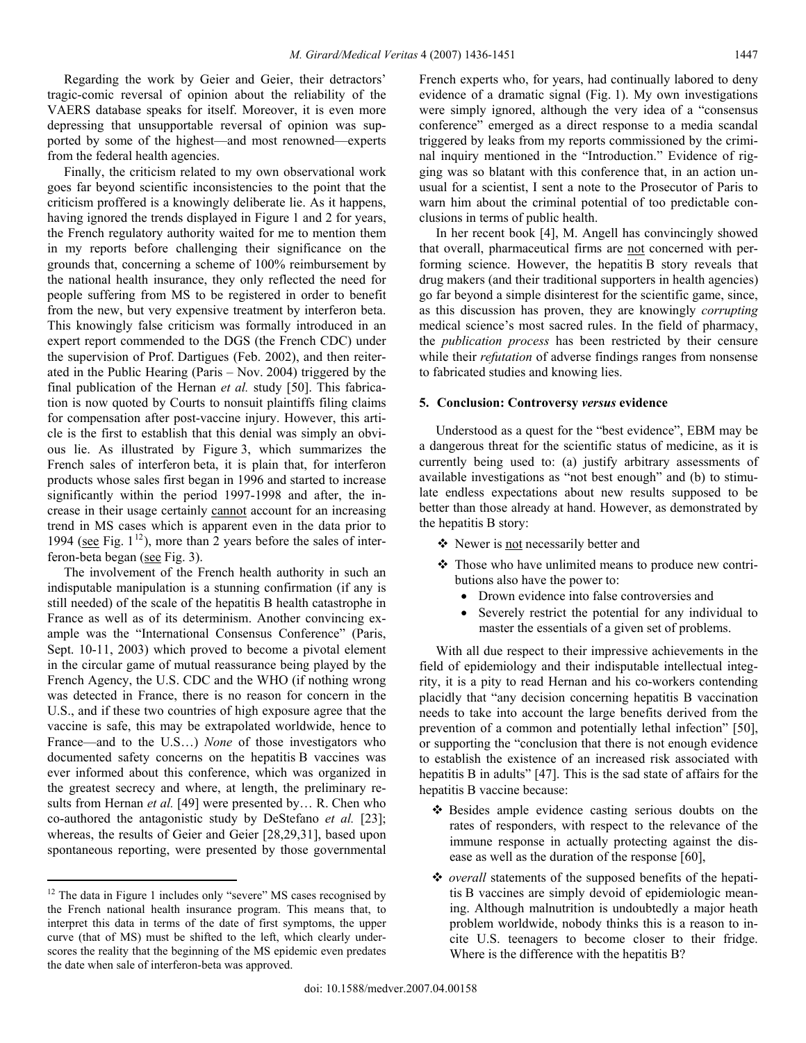Regarding the work by Geier and Geier, their detractors' tragic-comic reversal of opinion about the reliability of the VAERS database speaks for itself. Moreover, it is even more depressing that unsupportable reversal of opinion was supported by some of the highest—and most renowned—experts from the federal health agencies.

Finally, the criticism related to my own observational work goes far beyond scientific inconsistencies to the point that the criticism proffered is a knowingly deliberate lie. As it happens, having ignored the trends displayed in Figure 1 and 2 for years, the French regulatory authority waited for me to mention them in my reports before challenging their significance on the grounds that, concerning a scheme of 100% reimbursement by the national health insurance, they only reflected the need for people suffering from MS to be registered in order to benefit from the new, but very expensive treatment by interferon beta. This knowingly false criticism was formally introduced in an expert report commended to the DGS (the French CDC) under the supervision of Prof. Dartigues (Feb. 2002), and then reiterated in the Public Hearing (Paris – Nov. 2004) triggered by the final publication of the Hernan *et al.* study [50]. This fabrication is now quoted by Courts to nonsuit plaintiffs filing claims for compensation after post-vaccine injury. However, this article is the first to establish that this denial was simply an obvious lie. As illustrated by Figure 3, which summarizes the French sales of interferon beta, it is plain that, for interferon products whose sales first began in 1996 and started to increase significantly within the period 1997-1998 and after, the increase in their usage certainly cannot account for an increasing trend in MS cases which is apparent even in the data prior to 1994 (see Fig. 1[12]), more than 2 years before the sales of interferon-beta began (see Fig. 3).

The involvement of the French health authority in such an indisputable manipulation is a stunning confirmation (if any is still needed) of the scale of the hepatitis B health catastrophe in France as well as of its determinism. Another convincing example was the "International Consensus Conference" (Paris, Sept. 10-11, 2003) which proved to become a pivotal element in the circular game of mutual reassurance being played by the French Agency, the U.S. CDC and the WHO (if nothing wrong was detected in France, there is no reason for concern in the U.S., and if these two countries of high exposure agree that the vaccine is safe, this may be extrapolated worldwide, hence to France—and to the U.S…) *None* of those investigators who documented safety concerns on the hepatitis B vaccines was ever informed about this conference, which was organized in the greatest secrecy and where, at length, the preliminary results from Hernan *et al.* [49] were presented by… R. Chen who co-authored the antagonistic study by DeStefano *et al.* [23]; whereas, the results of Geier and Geier [28,29,31], based upon spontaneous reporting, were presented by those governmental French experts who, for years, had continually labored to deny evidence of a dramatic signal (Fig. 1). My own investigations were simply ignored, although the very idea of a "consensus conference" emerged as a direct response to a media scandal triggered by leaks from my reports commissioned by the criminal inquiry mentioned in the "Introduction." Evidence of rigging was so blatant with this conference that, in an action unusual for a scientist, I sent a note to the Prosecutor of Paris to warn him about the criminal potential of too predictable conclusions in terms of public health.

In her recent book [4], M. Angell has convincingly showed that overall, pharmaceutical firms are not concerned with performing science. However, the hepatitis B story reveals that drug makers (and their traditional supporters in health agencies) go far beyond a simple disinterest for the scientific game, since, as this discussion has proven, they are knowingly *corrupting* medical science's most sacred rules. In the field of pharmacy, the *publication process* has been restricted by their censure while their *refutation* of adverse findings ranges from nonsense to fabricated studies and knowing lies.

## 5. Conclusion: Controversy *versus* evidence

Understood as a quest for the "best evidence", EBM may be a dangerous threat for the scientific status of medicine, as it is currently being used to: (a) justify arbitrary assessments of available investigations as "not best enough" and (b) to stimulate endless expectations about new results supposed to be better than those already at hand. However, as demonstrated by the hepatitis B story:

- Newer is not necessarily better and
- Those who have unlimited means to produce new contributions also have the power to:
  - Drown evidence into false controversies and
  - Severely restrict the potential for any individual to master the essentials of a given set of problems.

With all due respect to their impressive achievements in the field of epidemiology and their indisputable intellectual integrity, it is a pity to read Hernan and his co-workers contending placidly that "any decision concerning hepatitis B vaccination needs to take into account the large benefits derived from the prevention of a common and potentially lethal infection" [50], or supporting the "conclusion that there is not enough evidence to establish the existence of an increased risk associated with hepatitis B in adults" [47]. This is the sad state of affairs for the hepatitis B vaccine because:

- Besides ample evidence casting serious doubts on the rates of responders, with respect to the relevance of the immune response in actually protecting against the disease as well as the duration of the response [60],
- *overall* statements of the supposed benefits of the hepatitis B vaccines are simply devoid of epidemiologic meaning. Although malnutrition is undoubtedly a major heath problem worldwide, nobody thinks this is a reason to incite U.S. teenagers to become closer to their fridge. Where is the difference with the hepatitis B?

[12] The data in Figure 1 includes only "severe" MS cases recognised by the French national health insurance program. This means that, to interpret this data in terms of the date of first symptoms, the upper curve (that of MS) must be shifted to the left, which clearly underscores the reality that the beginning of the MS epidemic even predates the date when sale of interferon-beta was approved.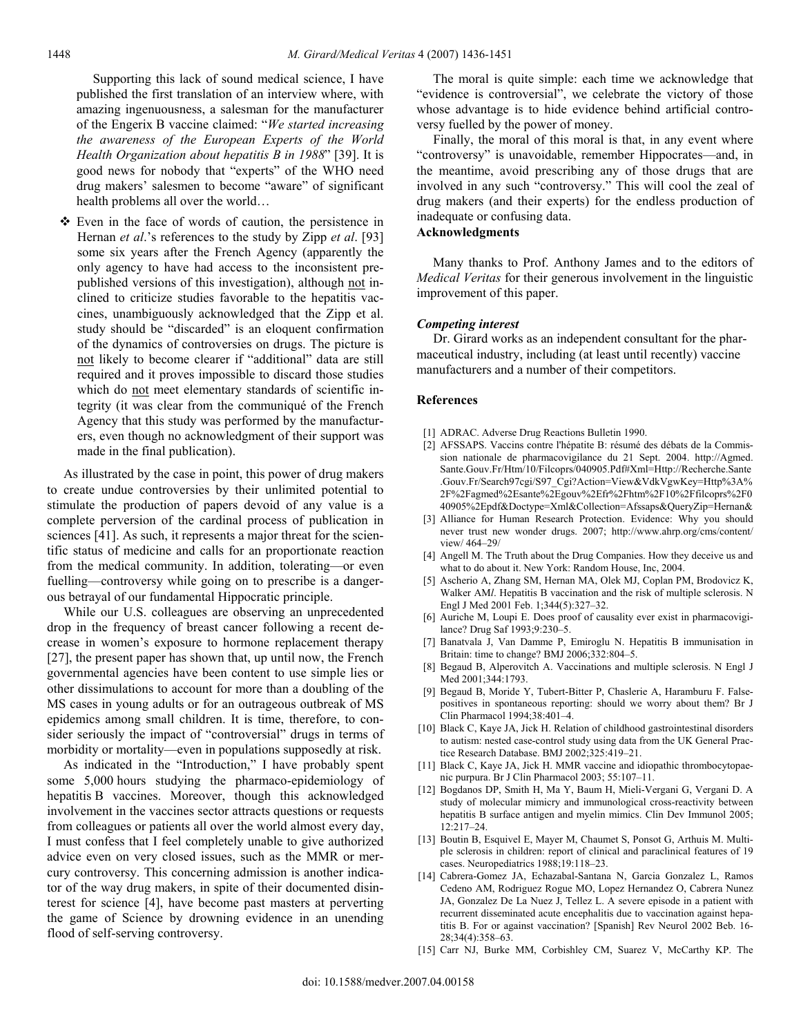Supporting this lack of sound medical science, I have published the first translation of an interview where, with amazing ingenuousness, a salesman for the manufacturer of the Engerix B vaccine claimed: "*We started increasing the awareness of the European Experts of the World Health Organization about hepatitis B in 1988*" [39]. It is good news for nobody that "experts" of the WHO need drug makers' salesmen to become "aware" of significant health problems all over the world…

- Even in the face of words of caution, the persistence in Hernan *et al*.'s references to the study by Zipp *et al*. [93] some six years after the French Agency (apparently the only agency to have had access to the inconsistent pre-published versions of this investigation), although not inclined to criticize studies favorable to the hepatitis vaccines, unambiguously acknowledged that the Zipp et al. study should be "discarded" is an eloquent confirmation of the dynamics of controversies on drugs. The picture is not likely to become clearer if "additional" data are still required and it proves impossible to discard those studies which do not meet elementary standards of scientific integrity (it was clear from the communiqué of the French Agency that this study was performed by the manufacturers, even though no acknowledgment of their support was made in the final publication).

As illustrated by the case in point, this power of drug makers to create undue controversies by their unlimited potential to stimulate the production of papers devoid of any value is a complete perversion of the cardinal process of publication in sciences [41]. As such, it represents a major threat for the scientific status of medicine and calls for an proportionate reaction from the medical community. In addition, tolerating—or even fuelling—controversy while going on to prescribe is a dangerous betrayal of our fundamental Hippocratic principle.

While our U.S. colleagues are observing an unprecedented drop in the frequency of breast cancer following a recent decrease in women's exposure to hormone replacement therapy [27], the present paper has shown that, up until now, the French governmental agencies have been content to use simple lies or other dissimulations to account for more than a doubling of the MS cases in young adults or for an outrageous outbreak of MS epidemics among small children. It is time, therefore, to consider seriously the impact of "controversial" drugs in terms of morbidity or mortality—even in populations supposedly at risk.

As indicated in the "Introduction," I have probably spent some 5,000 hours studying the pharmaco-epidemiology of hepatitis B vaccines. Moreover, though this acknowledged involvement in the vaccines sector attracts questions or requests from colleagues or patients all over the world almost every day, I must confess that I feel completely unable to give authorized advice even on very closed issues, such as the MMR or mercury controversy. This concerning admission is another indicator of the way drug makers, in spite of their documented disinterest for science [4], have become past masters at perverting the game of Science by drowning evidence in an unending flood of self-serving controversy.

The moral is quite simple: each time we acknowledge that "evidence is controversial", we celebrate the victory of those whose advantage is to hide evidence behind artificial controversy fuelled by the power of money.

Finally, the moral of this moral is that, in any event where "controversy" is unavoidable, remember Hippocrates—and, in the meantime, avoid prescribing any of those drugs that are involved in any such "controversy." This will cool the zeal of drug makers (and their experts) for the endless production of inadequate or confusing data.

## Acknowledgments

Many thanks to Prof. Anthony James and to the editors of *Medical Veritas* for their generous involvement in the linguistic improvement of this paper.

### *Competing interest*

Dr. Girard works as an independent consultant for the pharmaceutical industry, including (at least until recently) vaccine manufacturers and a number of their competitors.

## References

[1] ADRAC. Adverse Drug Reactions Bulletin 1990.

[2] AFSSAPS. Vaccins contre l'hépatite B: résumé des débats de la Commission nationale de pharmacovigilance du 21 Sept. 2004. http://Agmed.Sante.Gouv.Fr/Htm/10/Filcoprs/040905.Pdf#Xml=Http://Recherche.Sante.Gouv.Fr/Search97cgi/S97_Cgi?Action=View&VdkVgwKey=Http%3A%2F%2Fagmed%2Esante%2Egouv%2Efr%2Fhtm%2F10%2Ffilcoprs%2F040905%2Epdf&Doctype=Xml&Collection=Afssaps&QueryZip=Hernan&

[3] Alliance for Human Research Protection. Evidence: Why you should never trust new wonder drugs. 2007; http://www.ahrp.org/cms/content/view/ 464–29/

[4] Angell M. The Truth about the Drug Companies. How they deceive us and what to do about it. New York: Random House, Inc, 2004.

[5] Ascherio A, Zhang SM, Hernan MA, Olek MJ, Coplan PM, Brodovicz K, Walker AM*l*. Hepatitis B vaccination and the risk of multiple sclerosis. N Engl J Med 2001 Feb. 1;344(5):327–32.

[6] Auriche M, Loupi E. Does proof of causality ever exist in pharmacovigilance? Drug Saf 1993;9:230–5.

[7] Banatvala J, Van Damme P, Emiroglu N. Hepatitis B immunisation in Britain: time to change? BMJ 2006;332:804–5.

[8] Begaud B, Alperovitch A. Vaccinations and multiple sclerosis. N Engl J Med 2001;344:1793.

[9] Begaud B, Moride Y, Tubert-Bitter P, Chaslerie A, Haramburu F. False-positives in spontaneous reporting: should we worry about them? Br J Clin Pharmacol 1994;38:401–4.

[10] Black C, Kaye JA, Jick H. Relation of childhood gastrointestinal disorders to autism: nested case-control study using data from the UK General Practice Research Database. BMJ 2002;325:419–21.

[11] Black C, Kaye JA, Jick H. MMR vaccine and idiopathic thrombocytopaenic purpura. Br J Clin Pharmacol 2003; 55:107–11.

[12] Bogdanos DP, Smith H, Ma Y, Baum H, Mieli-Vergani G, Vergani D. A study of molecular mimicry and immunological cross-reactivity between hepatitis B surface antigen and myelin mimics. Clin Dev Immunol 2005; 12:217–24.

[13] Boutin B, Esquivel E, Mayer M, Chaumet S, Ponsot G, Arthuis M. Multiple sclerosis in children: report of clinical and paraclinical features of 19 cases. Neuropediatrics 1988;19:118–23.

[14] Cabrera-Gomez JA, Echazabal-Santana N, Garcia Gonzalez L, Ramos Cedeno AM, Rodriguez Rogue MO, Lopez Hernandez O, Cabrera Nunez JA, Gonzalez De La Nuez J, Tellez L. A severe episode in a patient with recurrent disseminated acute encephalitis due to vaccination against hepatitis B. For or against vaccination? [Spanish] Rev Neurol 2002 Beb. 16-28;34(4):358–63.

[15] Carr NJ, Burke MM, Corbishley CM, Suarez V, McCarthy KP. The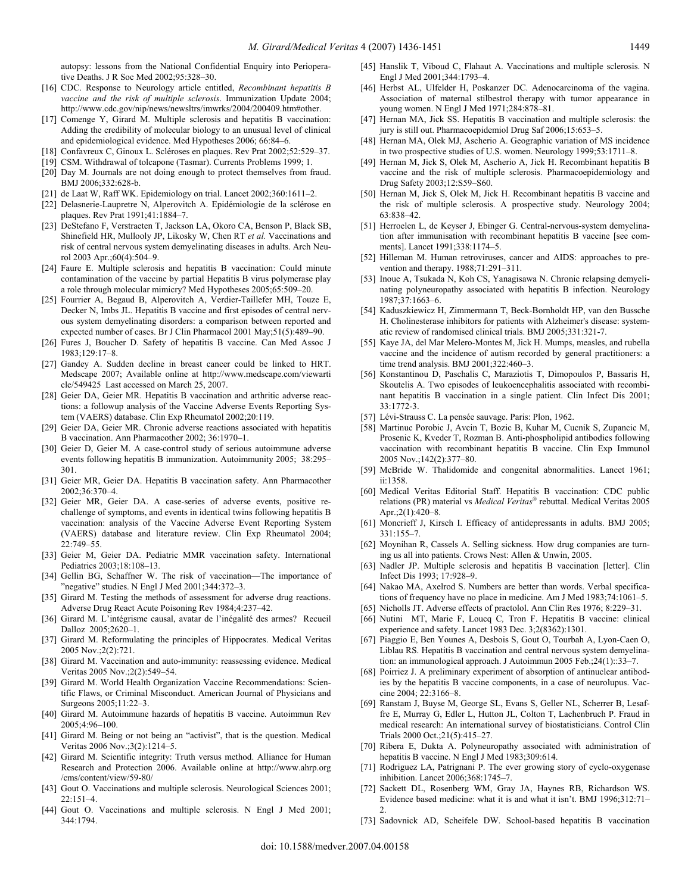autopsy: lessons from the National Confidential Enquiry into Perioperative Deaths. J R Soc Med 2002;95:328–30.

[16] CDC. Response to Neurology article entitled, *Recombinant hepatitis B vaccine and the risk of multiple sclerosis*. Immunization Update 2004; http://www.cdc.gov/nip/news/newsltrs/imwrks/2004/200409.htm#other.

[17] Comenge Y, Girard M. Multiple sclerosis and hepatitis B vaccination: Adding the credibility of molecular biology to an unusual level of clinical and epidemiological evidence. Med Hypotheses 2006; 66:84–6.

[18] Confavreux C, Ginoux L. Scléroses en plaques. Rev Prat 2002;52:529–37.

[19] CSM. Withdrawal of tolcapone (Tasmar). Currents Problems 1999; 1.

[20] Day M. Journals are not doing enough to protect themselves from fraud. BMJ 2006;332:628-b.

[21] de Laat W, Raff WK. Epidemiology on trial. Lancet 2002;360:1611–2.

[22] Delasnerie-Laupretre N, Alperovitch A. Epidémiologie de la sclérose en plaques. Rev Prat 1991;41:1884–7.

[23] DeStefano F, Verstraeten T, Jackson LA, Okoro CA, Benson P, Black SB, Shinefield HR, Mullooly JP, Likosky W, Chen RT *et al.* Vaccinations and risk of central nervous system demyelinating diseases in adults. Arch Neurol 2003 Apr.;60(4):504–9.

[24] Faure E. Multiple sclerosis and hepatitis B vaccination: Could minute contamination of the vaccine by partial Hepatitis B virus polymerase play a role through molecular mimicry? Med Hypotheses 2005;65:509–20.

[25] Fourrier A, Begaud B, Alperovitch A, Verdier-Taillefer MH, Touze E, Decker N, Imbs JL. Hepatitis B vaccine and first episodes of central nervous system demyelinating disorders: a comparison between reported and expected number of cases. Br J Clin Pharmacol 2001 May;51(5):489–90.

[26] Fures J, Boucher D. Safety of hepatitis B vaccine. Can Med Assoc J 1983;129:17–8.

[27] Gandey A. Sudden decline in breast cancer could be linked to HRT. Medscape 2007; Available online at http://www.medscape.com/viewarticle/549425 Last accessed on March 25, 2007.

[28] Geier DA, Geier MR. Hepatitis B vaccination and arthritic adverse reactions: a followup analysis of the Vaccine Adverse Events Reporting System (VAERS) database. Clin Exp Rheumatol 2002;20:119.

[29] Geier DA, Geier MR. Chronic adverse reactions associated with hepatitis B vaccination. Ann Pharmacother 2002; 36:1970–1.

[30] Geier D, Geier M. A case-control study of serious autoimmune adverse events following hepatitis B immunization. Autoimmunity 2005; 38:295–301.

[31] Geier MR, Geier DA. Hepatitis B vaccination safety. Ann Pharmacother 2002;36:370–4.

[32] Geier MR, Geier DA. A case-series of adverse events, positive re-challenge of symptoms, and events in identical twins following hepatitis B vaccination: analysis of the Vaccine Adverse Event Reporting System (VAERS) database and literature review. Clin Exp Rheumatol 2004; 22:749–55.

[33] Geier M, Geier DA. Pediatric MMR vaccination safety. International Pediatrics 2003;18:108–13.

[34] Gellin BG, Schaffner W. The risk of vaccination—The importance of "negative" studies. N Engl J Med 2001;344:372–3.

[35] Girard M. Testing the methods of assessment for adverse drug reactions. Adverse Drug React Acute Poisoning Rev 1984;4:237–42.

[36] Girard M. L'intégrisme causal, avatar de l'inégalité des armes? Recueil Dalloz 2005;2620–1.

[37] Girard M. Reformulating the principles of Hippocrates. Medical Veritas 2005 Nov.;2(2):721.

[38] Girard M. Vaccination and auto-immunity: reassessing evidence. Medical Veritas 2005 Nov.;2(2):549–54.

[39] Girard M. World Health Organization Vaccine Recommendations: Scientific Flaws, or Criminal Misconduct. American Journal of Physicians and Surgeons 2005;11:22–3.

[40] Girard M. Autoimmune hazards of hepatitis B vaccine. Autoimmun Rev 2005;4:96–100.

[41] Girard M. Being or not being an "activist", that is the question. Medical Veritas 2006 Nov.;3(2):1214–5.

[42] Girard M. Scientific integrity: Truth versus method. Alliance for Human Research and Protection 2006. Available online at http://www.ahrp.org/cms/content/view/59-80/

[43] Gout O. Vaccinations and multiple sclerosis. Neurological Sciences 2001; 22:151–4.

[44] Gout O. Vaccinations and multiple sclerosis. N Engl J Med 2001; 344:1794.

[45] Hanslik T, Viboud C, Flahaut A. Vaccinations and multiple sclerosis. N Engl J Med 2001;344:1793–4.

[46] Herbst AL, Ulfelder H, Poskanzer DC. Adenocarcinoma of the vagina. Association of maternal stilbestrol therapy with tumor appearance in young women. N Engl J Med 1971;284:878–81.

[47] Hernan MA, Jick SS. Hepatitis B vaccination and multiple sclerosis: the jury is still out. Pharmacoepidemiol Drug Saf 2006;15:653–5.

[48] Hernan MA, Olek MJ, Ascherio A. Geographic variation of MS incidence in two prospective studies of U.S. women. Neurology 1999;53:1711–8.

[49] Hernan M, Jick S, Olek M, Ascherio A, Jick H. Recombinant hepatitis B vaccine and the risk of multiple sclerosis. Pharmacoepidemiology and Drug Safety 2003;12:S59–S60.

[50] Hernan M, Jick S, Olek M, Jick H. Recombinant hepatitis B vaccine and the risk of multiple sclerosis. A prospective study. Neurology 2004; 63:838–42.

[51] Herroelen L, de Keyser J, Ebinger G. Central-nervous-system demyelination after immunisation with recombinant hepatitis B vaccine [see comments]. Lancet 1991;338:1174–5.

[52] Hilleman M. Human retroviruses, cancer and AIDS: approaches to prevention and therapy. 1988;71:291–311.

[53] Inoue A, Tsukada N, Koh CS, Yanagisawa N. Chronic relapsing demyelinating polyneuropathy associated with hepatitis B infection. Neurology 1987;37:1663–6.

[54] Kaduszkiewicz H, Zimmermann T, Beck-Bornholdt HP, van den Bussche H. Cholinesterase inhibitors for patients with Alzheimer's disease: systematic review of randomised clinical trials. BMJ 2005;331:321-7.

[55] Kaye JA, del Mar Melero-Montes M, Jick H. Mumps, measles, and rubella vaccine and the incidence of autism recorded by general practitioners: a time trend analysis. BMJ 2001;322:460–3.

[56] Konstantinou D, Paschalis C, Maraziotis T, Dimopoulos P, Bassaris H, Skoutelis A. Two episodes of leukoencephalitis associated with recombinant hepatitis B vaccination in a single patient. Clin Infect Dis 2001; 33:1772-3.

[57] Lévi-Strauss C. La pensée sauvage. Paris: Plon, 1962.

[58] Martinuc Porobic J, Avcin T, Bozic B, Kuhar M, Cucnik S, Zupancic M, Prosenic K, Kveder T, Rozman B. Anti-phospholipid antibodies following vaccination with recombinant hepatitis B vaccine. Clin Exp Immunol 2005 Nov.;142(2):377–80.

[59] McBride W. Thalidomide and congenital abnormalities. Lancet 1961; ii:1358.

[60] Medical Veritas Editorial Staff. Hepatitis B vaccination: CDC public relations (PR) material vs *Medical Veritas*® rebuttal. Medical Veritas 2005 Apr.;2(1):420–8.

[61] Moncrieff J, Kirsch I. Efficacy of antidepressants in adults. BMJ 2005; 331:155–7.

[62] Moynihan R, Cassels A. Selling sickness. How drug companies are turning us all into patients. Crows Nest: Allen & Unwin, 2005.

[63] Nadler JP. Multiple sclerosis and hepatitis B vaccination [letter]. Clin Infect Dis 1993; 17:928–9.

[64] Nakao MA, Axelrod S. Numbers are better than words. Verbal specifications of frequency have no place in medicine. Am J Med 1983;74:1061–5.

[65] Nicholls JT. Adverse effects of practolol. Ann Clin Res 1976; 8:229–31.

[66] Nutini MT, Marie F, Loucq C, Tron F. Hepatitis B vaccine: clinical experience and safety. Lancet 1983 Dec. 3;2(8362):1301.

[67] Piaggio E, Ben Younes A, Desbois S, Gout O, Tourbah A, Lyon-Caen O, Liblau RS. Hepatitis B vaccination and central nervous system demyelination: an immunological approach. J Autoimmun 2005 Feb.;24(1)::33–7.

[68] Poirriez J. A preliminary experiment of absorption of antinuclear antibodies by the hepatitis B vaccine components, in a case of neurolupus. Vaccine 2004; 22:3166–8.

[69] Ranstam J, Buyse M, George SL, Evans S, Geller NL, Scherrer B, Lesaffre E, Murray G, Edler L, Hutton JL, Colton T, Lachenbruch P. Fraud in medical research: An international survey of biostatisticians. Control Clin Trials 2000 Oct.;21(5):415–27.

[70] Ribera E, Dukta A. Polyneuropathy associated with administration of hepatitis B vaccine. N Engl J Med 1983;309:614.

[71] Rodriguez LA, Patrignani P. The ever growing story of cyclo-oxygenase inhibition. Lancet 2006;368:1745–7.

[72] Sackett DL, Rosenberg WM, Gray JA, Haynes RB, Richardson WS. Evidence based medicine: what it is and what it isn't. BMJ 1996;312:71–2.

[73] Sadovnick AD, Scheifele DW. School-based hepatitis B vaccination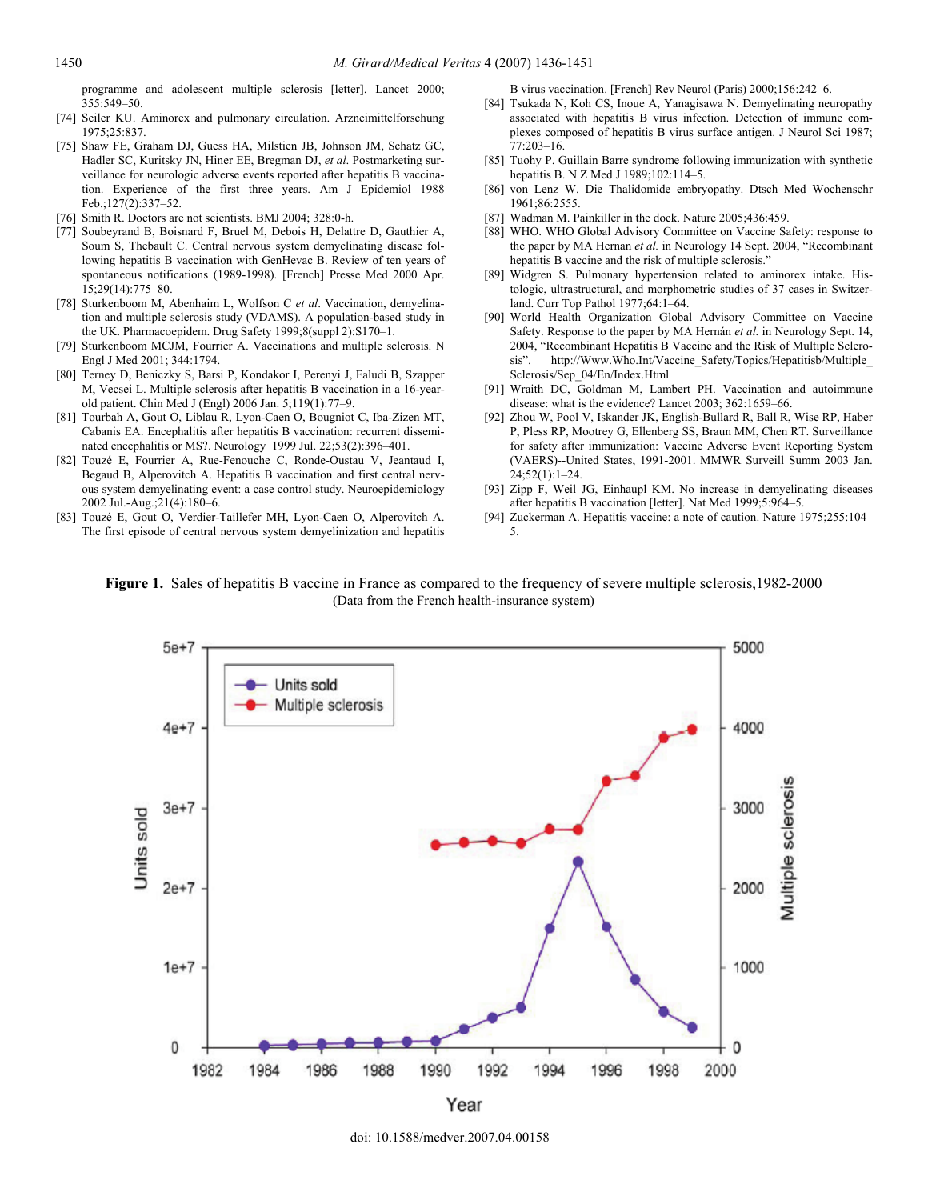programme and adolescent multiple sclerosis [letter]. Lancet 2000; 355:549–50.

[74] Seiler KU. Aminorex and pulmonary circulation. Arzneimittelforschung 1975;25:837.

[75] Shaw FE, Graham DJ, Guess HA, Milstien JB, Johnson JM, Schatz GC, Hadler SC, Kuritsky JN, Hiner EE, Bregman DJ, *et al*. Postmarketing surveillance for neurologic adverse events reported after hepatitis B vaccination. Experience of the first three years. Am J Epidemiol 1988 Feb.;127(2):337–52.

[76] Smith R. Doctors are not scientists. BMJ 2004; 328:0-h.

[77] Soubeyrand B, Boisnard F, Bruel M, Debois H, Delattre D, Gauthier A, Soum S, Thebault C. Central nervous system demyelinating disease following hepatitis B vaccination with GenHevac B. Review of ten years of spontaneous notifications (1989-1998). [French] Presse Med 2000 Apr. 15;29(14):775–80.

[78] Sturkenboom M, Abenhaim L, Wolfson C *et al*. Vaccination, demyelination and multiple sclerosis study (VDAMS). A population-based study in the UK. Pharmacoepidem. Drug Safety 1999;8(suppl 2):S170–1.

[79] Sturkenboom MCJM, Fourrier A. Vaccinations and multiple sclerosis. N Engl J Med 2001; 344:1794.

[80] Terney D, Beniczky S, Barsi P, Kondakor I, Perenyi J, Faludi B, Szapper M, Vecsei L. Multiple sclerosis after hepatitis B vaccination in a 16-year-old patient. Chin Med J (Engl) 2006 Jan. 5;119(1):77–9.

[81] Tourbah A, Gout O, Liblau R, Lyon-Caen O, Bougniot C, Iba-Zizen MT, Cabanis EA. Encephalitis after hepatitis B vaccination: recurrent disseminated encephalitis or MS?. Neurology 1999 Jul. 22;53(2):396–401.

[82] Touzé E, Fourrier A, Rue-Fenouche C, Ronde-Oustau V, Jeantaud I, Begaud B, Alperovitch A. Hepatitis B vaccination and first central nervous system demyelinating event: a case control study. Neuroepidemiology 2002 Jul.-Aug.;21(4):180–6.

[83] Touzé E, Gout O, Verdier-Taillefer MH, Lyon-Caen O, Alperovitch A. The first episode of central nervous system demyelinization and hepatitis B virus vaccination. [French] Rev Neurol (Paris) 2000;156:242–6.

[84] Tsukada N, Koh CS, Inoue A, Yanagisawa N. Demyelinating neuropathy associated with hepatitis B virus infection. Detection of immune complexes composed of hepatitis B virus surface antigen. J Neurol Sci 1987; 77:203–16.

[85] Tuohy P. Guillain Barre syndrome following immunization with synthetic hepatitis B. N Z Med J 1989;102:114–5.

[86] von Lenz W. Die Thalidomide embryopathy. Dtsch Med Wochenschr 1961;86:2555.

[87] Wadman M. Painkiller in the dock. Nature 2005;436:459.

[88] WHO. WHO Global Advisory Committee on Vaccine Safety: response to the paper by MA Hernan *et al.* in Neurology 14 Sept. 2004, "Recombinant hepatitis B vaccine and the risk of multiple sclerosis."

[89] Widgren S. Pulmonary hypertension related to aminorex intake. Histologic, ultrastructural, and morphometric studies of 37 cases in Switzerland. Curr Top Pathol 1977;64:1–64.

[90] World Health Organization Global Advisory Committee on Vaccine Safety. Response to the paper by MA Hernán *et al.* in Neurology Sept. 14, 2004, "Recombinant Hepatitis B Vaccine and the Risk of Multiple Sclerosis". http://Www.Who.Int/Vaccine_Safety/Topics/Hepatitisb/Multiple_Sclerosis/Sep_04/En/Index.Html

[91] Wraith DC, Goldman M, Lambert PH. Vaccination and autoimmune disease: what is the evidence? Lancet 2003; 362:1659–66.

[92] Zhou W, Pool V, Iskander JK, English-Bullard R, Ball R, Wise RP, Haber P, Pless RP, Mootrey G, Ellenberg SS, Braun MM, Chen RT. Surveillance for safety after immunization: Vaccine Adverse Event Reporting System (VAERS)--United States, 1991-2001. MMWR Surveill Summ 2003 Jan. 24;52(1):1–24.

[93] Zipp F, Weil JG, Einhaupl KM. No increase in demyelinating diseases after hepatitis B vaccination [letter]. Nat Med 1999;5:964–5.

[94] Zuckerman A. Hepatitis vaccine: a note of caution. Nature 1975;255:104–5.

**Figure 1.** Sales of hepatitis B vaccine in France as compared to the frequency of severe multiple sclerosis,1982-2000
(Data from the French health-insurance system)

doi: 10.1588/medver.2007.04.00158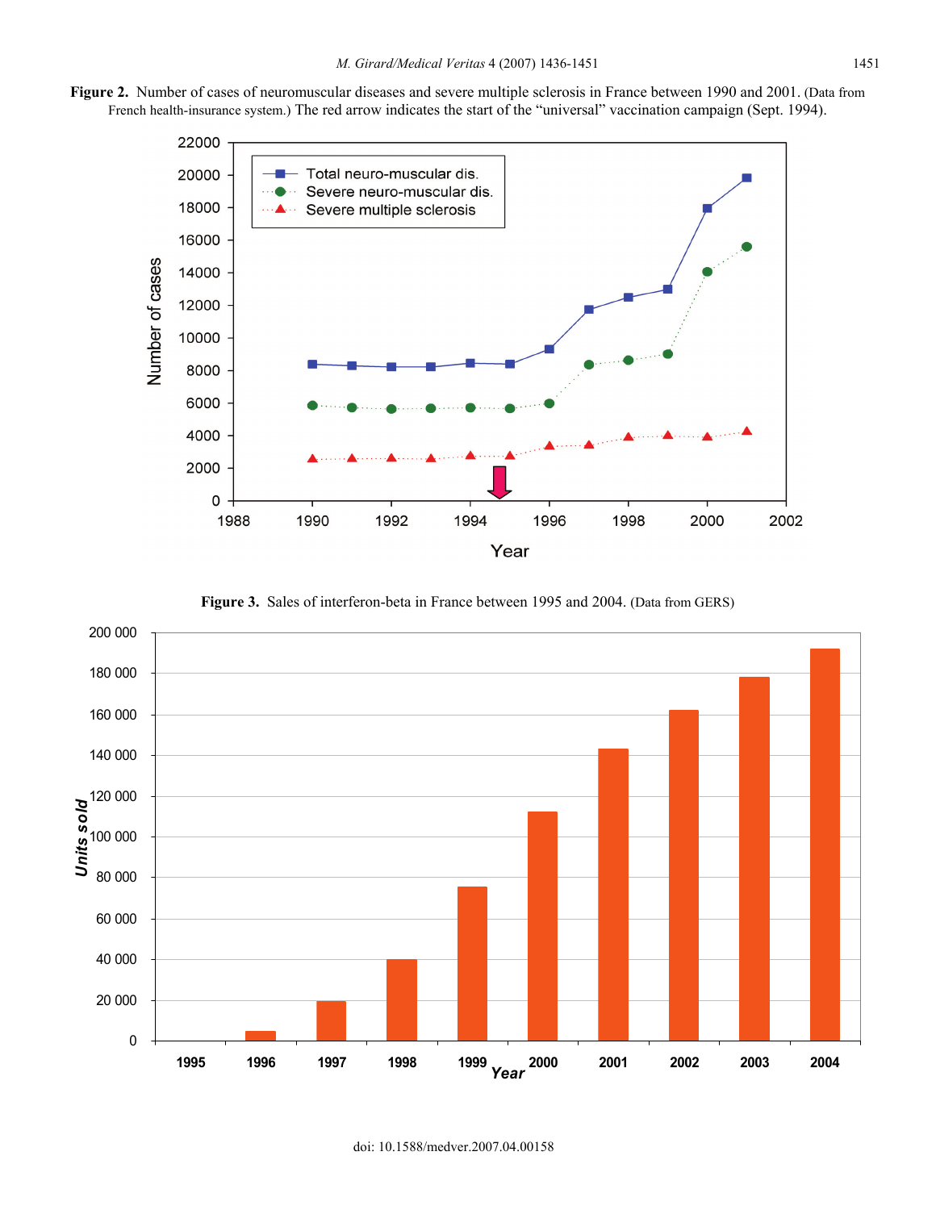**Figure 2.** Number of cases of neuromuscular diseases and severe multiple sclerosis in France between 1990 and 2001. (Data from French health-insurance system.) The red arrow indicates the start of the "universal" vaccination campaign (Sept. 1994).

Total neuro-muscular dis.
Severe neuro-muscular dis.
Severe multiple sclerosis

Number of cases

0
2000
4000
6000
8000
10000
12000
14000
16000
18000
20000
22000

Year

1988
1990
1992
1994
1996
1998
2000
2002

**Figure 3.** Sales of interferon-beta in France between 1995 and 2004. (Data from GERS)

*Units sold*

0
20 000
40 000
60 000
80 000
100 000
120 000
140 000
160 000
180 000
200 000

***Year***

1995
1996
1997
1998
1999
2000
2001
2002
2003
2004

doi: 10.1588/medver.2007.04.00158